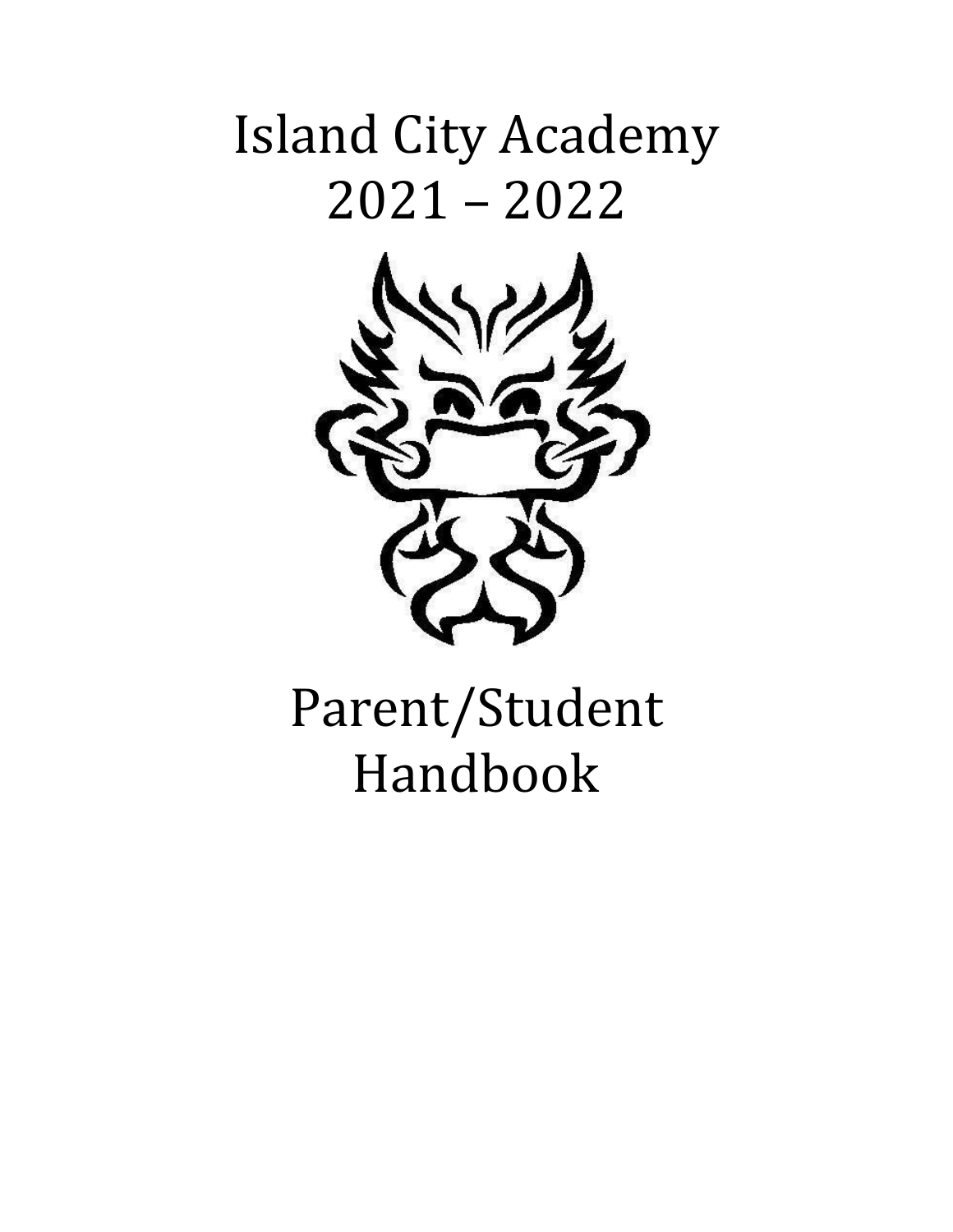# Island City Academy
# 2021 – 2022

# Parent/Student Handbook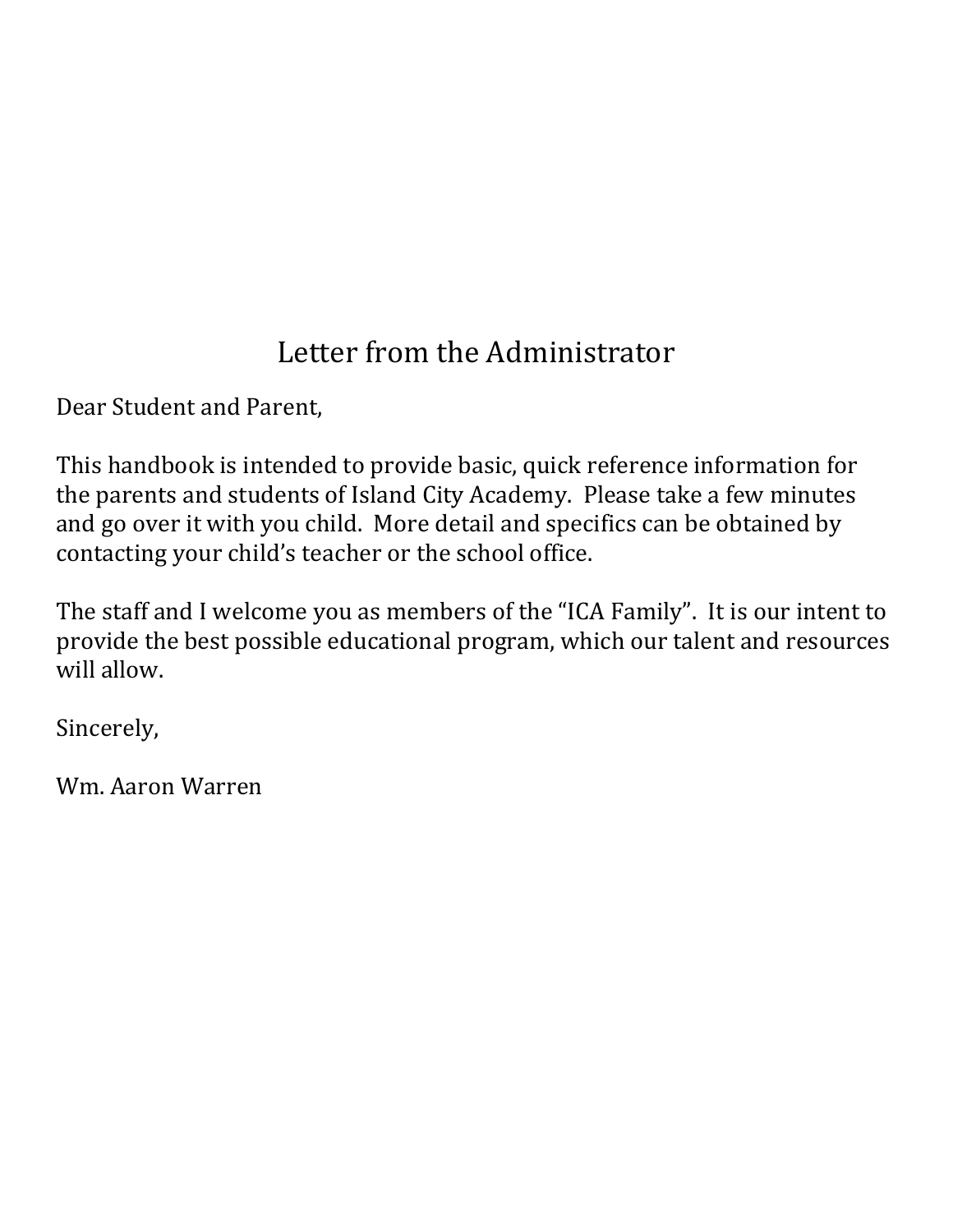# Letter from the Administrator

Dear Student and Parent,

This handbook is intended to provide basic, quick reference information for the parents and students of Island City Academy. Please take a few minutes and go over it with you child. More detail and specifics can be obtained by contacting your child's teacher or the school office.

The staff and I welcome you as members of the "ICA Family". It is our intent to provide the best possible educational program, which our talent and resources will allow.

Sincerely,

Wm. Aaron Warren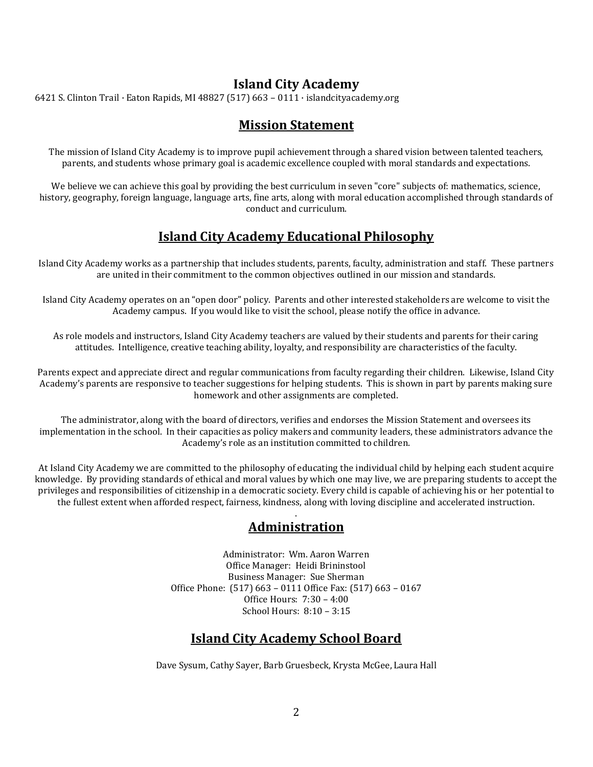# Island City Academy

6421 S. Clinton Trail · Eaton Rapids, MI 48827 (517) 663 – 0111 · islandcityacademy.org

## Mission Statement

The mission of Island City Academy is to improve pupil achievement through a shared vision between talented teachers, parents, and students whose primary goal is academic excellence coupled with moral standards and expectations.

We believe we can achieve this goal by providing the best curriculum in seven "core" subjects of: mathematics, science, history, geography, foreign language, language arts, fine arts, along with moral education accomplished through standards of conduct and curriculum.

## Island City Academy Educational Philosophy

Island City Academy works as a partnership that includes students, parents, faculty, administration and staff. These partners are united in their commitment to the common objectives outlined in our mission and standards.

Island City Academy operates on an "open door" policy. Parents and other interested stakeholders are welcome to visit the Academy campus. If you would like to visit the school, please notify the office in advance.

As role models and instructors, Island City Academy teachers are valued by their students and parents for their caring attitudes. Intelligence, creative teaching ability, loyalty, and responsibility are characteristics of the faculty.

Parents expect and appreciate direct and regular communications from faculty regarding their children. Likewise, Island City Academy's parents are responsive to teacher suggestions for helping students. This is shown in part by parents making sure homework and other assignments are completed.

The administrator, along with the board of directors, verifies and endorses the Mission Statement and oversees its implementation in the school. In their capacities as policy makers and community leaders, these administrators advance the Academy's role as an institution committed to children.

At Island City Academy we are committed to the philosophy of educating the individual child by helping each student acquire knowledge. By providing standards of ethical and moral values by which one may live, we are preparing students to accept the privileges and responsibilities of citizenship in a democratic society. Every child is capable of achieving his or her potential to the fullest extent when afforded respect, fairness, kindness, along with loving discipline and accelerated instruction.

## Administration

Administrator: Wm. Aaron Warren
Office Manager: Heidi Brininstool
Business Manager: Sue Sherman
Office Phone: (517) 663 – 0111 Office Fax: (517) 663 – 0167
Office Hours: 7:30 – 4:00
School Hours: 8:10 – 3:15

## Island City Academy School Board

Dave Sysum, Cathy Sayer, Barb Gruesbeck, Krysta McGee, Laura Hall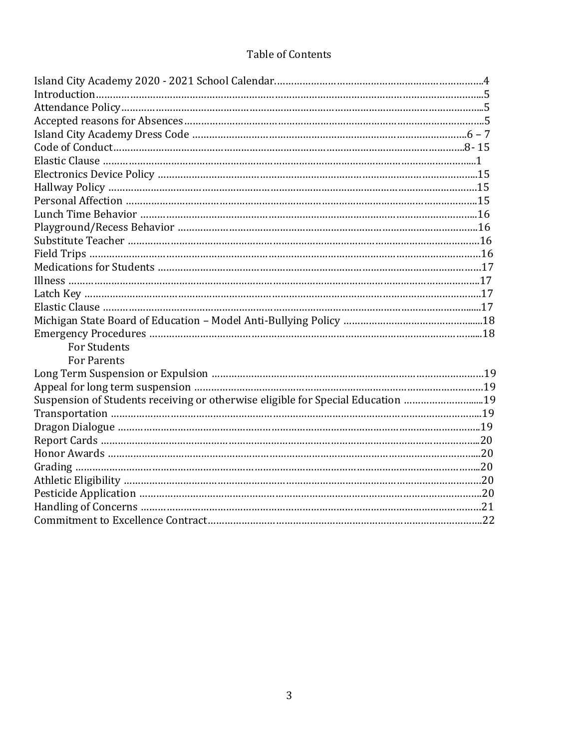# Table of Contents

| | |
|---|---|
| Island City Academy 2020 - 2021 School Calendar | 4 |
| Introduction | 5 |
| Attendance Policy | 5 |
| Accepted reasons for Absences | 5 |
| Island City Academy Dress Code | 6 – 7 |
| Code of Conduct | 8- 15 |
| Elastic Clause | 1 |
| Electronics Device Policy | 15 |
| Hallway Policy | 15 |
| Personal Affection | 15 |
| Lunch Time Behavior | 16 |
| Playground/Recess Behavior | 16 |
| Substitute Teacher | 16 |
| Field Trips | 16 |
| Medications for Students | 17 |
| Illness | 17 |
| Latch Key | 17 |
| Elastic Clause | 17 |
| Michigan State Board of Education – Model Anti-Bullying Policy | 18 |
| Emergency Procedures | 18 |
| For Students | |
| For Parents | |
| Long Term Suspension or Expulsion | 19 |
| Appeal for long term suspension | 19 |
| Suspension of Students receiving or otherwise eligible for Special Education | 19 |
| Transportation | 19 |
| Dragon Dialogue | 19 |
| Report Cards | 20 |
| Honor Awards | 20 |
| Grading | 20 |
| Athletic Eligibility | 20 |
| Pesticide Application | 20 |
| Handling of Concerns | 21 |
| Commitment to Excellence Contract | 22 |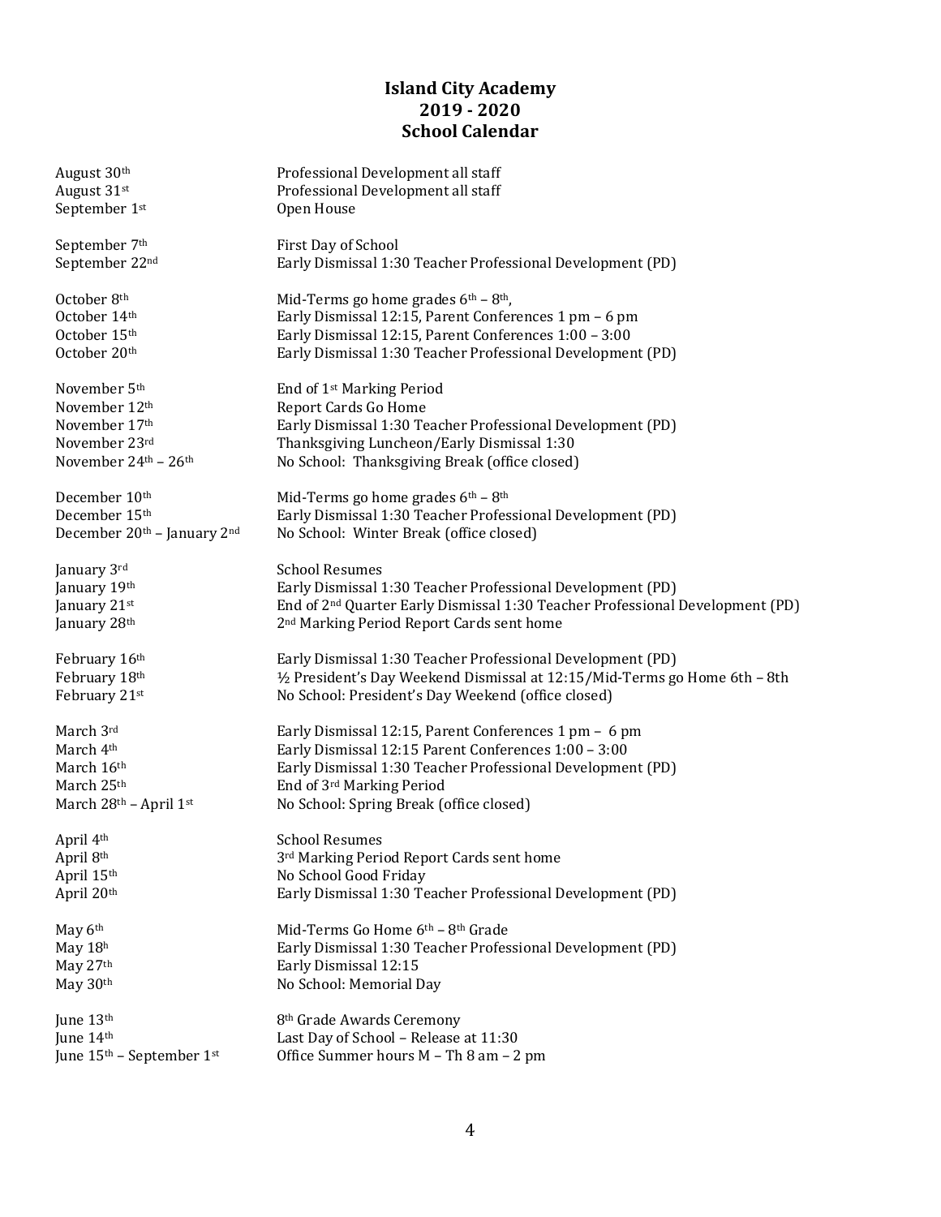# Island City Academy
## 2019 - 2020
## School Calendar

| | |
|---|---|
| August 30th | Professional Development all staff |
| August 31st | Professional Development all staff |
| September 1st | Open House |
| | |
| September 7th | First Day of School |
| September 22nd | Early Dismissal 1:30 Teacher Professional Development (PD) |
| | |
| October 8th | Mid-Terms go home grades 6th – 8th, |
| October 14th | Early Dismissal 12:15, Parent Conferences 1 pm – 6 pm |
| October 15th | Early Dismissal 12:15, Parent Conferences 1:00 – 3:00 |
| October 20th | Early Dismissal 1:30 Teacher Professional Development (PD) |
| | |
| November 5th | End of 1st Marking Period |
| November 12th | Report Cards Go Home |
| November 17th | Early Dismissal 1:30 Teacher Professional Development (PD) |
| November 23rd | Thanksgiving Luncheon/Early Dismissal 1:30 |
| November 24th – 26th | No School: Thanksgiving Break (office closed) |
| | |
| December 10th | Mid-Terms go home grades 6th – 8th |
| December 15th | Early Dismissal 1:30 Teacher Professional Development (PD) |
| December 20th – January 2nd | No School: Winter Break (office closed) |
| | |
| January 3rd | School Resumes |
| January 19th | Early Dismissal 1:30 Teacher Professional Development (PD) |
| January 21st | End of 2nd Quarter Early Dismissal 1:30 Teacher Professional Development (PD) |
| January 28th | 2nd Marking Period Report Cards sent home |
| | |
| February 16th | Early Dismissal 1:30 Teacher Professional Development (PD) |
| February 18th | ½ President's Day Weekend Dismissal at 12:15/Mid-Terms go Home 6th – 8th |
| February 21st | No School: President's Day Weekend (office closed) |
| | |
| March 3rd | Early Dismissal 12:15, Parent Conferences 1 pm – 6 pm |
| March 4th | Early Dismissal 12:15 Parent Conferences 1:00 – 3:00 |
| March 16th | Early Dismissal 1:30 Teacher Professional Development (PD) |
| March 25th | End of 3rd Marking Period |
| March 28th – April 1st | No School: Spring Break (office closed) |
| | |
| April 4th | School Resumes |
| April 8th | 3rd Marking Period Report Cards sent home |
| April 15th | No School Good Friday |
| April 20th | Early Dismissal 1:30 Teacher Professional Development (PD) |
| | |
| May 6th | Mid-Terms Go Home 6th – 8th Grade |
| May 18h | Early Dismissal 1:30 Teacher Professional Development (PD) |
| May 27th | Early Dismissal 12:15 |
| May 30th | No School: Memorial Day |
| | |
| June 13th | 8th Grade Awards Ceremony |
| June 14th | Last Day of School – Release at 11:30 |
| June 15th – September 1st | Office Summer hours M – Th 8 am – 2 pm |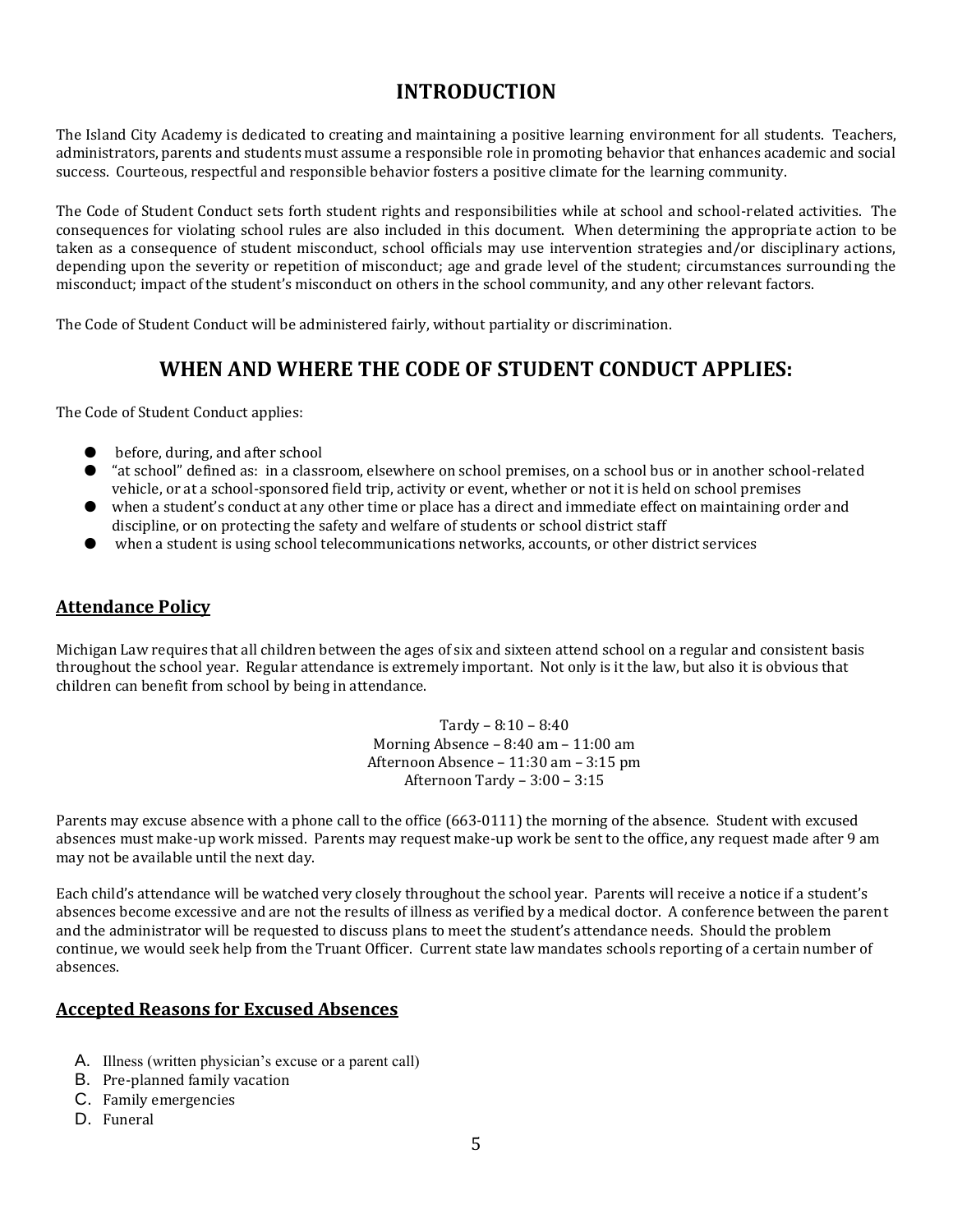# INTRODUCTION

The Island City Academy is dedicated to creating and maintaining a positive learning environment for all students. Teachers, administrators, parents and students must assume a responsible role in promoting behavior that enhances academic and social success. Courteous, respectful and responsible behavior fosters a positive climate for the learning community.

The Code of Student Conduct sets forth student rights and responsibilities while at school and school-related activities. The consequences for violating school rules are also included in this document. When determining the appropriate action to be taken as a consequence of student misconduct, school officials may use intervention strategies and/or disciplinary actions, depending upon the severity or repetition of misconduct; age and grade level of the student; circumstances surrounding the misconduct; impact of the student's misconduct on others in the school community, and any other relevant factors.

The Code of Student Conduct will be administered fairly, without partiality or discrimination.

# WHEN AND WHERE THE CODE OF STUDENT CONDUCT APPLIES:

The Code of Student Conduct applies:

- before, during, and after school
- "at school" defined as: in a classroom, elsewhere on school premises, on a school bus or in another school-related vehicle, or at a school-sponsored field trip, activity or event, whether or not it is held on school premises
- when a student's conduct at any other time or place has a direct and immediate effect on maintaining order and discipline, or on protecting the safety and welfare of students or school district staff
- when a student is using school telecommunications networks, accounts, or other district services

## Attendance Policy

Michigan Law requires that all children between the ages of six and sixteen attend school on a regular and consistent basis throughout the school year. Regular attendance is extremely important. Not only is it the law, but also it is obvious that children can benefit from school by being in attendance.

Tardy – 8:10 – 8:40
Morning Absence – 8:40 am – 11:00 am
Afternoon Absence – 11:30 am – 3:15 pm
Afternoon Tardy – 3:00 – 3:15

Parents may excuse absence with a phone call to the office (663-0111) the morning of the absence. Student with excused absences must make-up work missed. Parents may request make-up work be sent to the office, any request made after 9 am may not be available until the next day.

Each child's attendance will be watched very closely throughout the school year. Parents will receive a notice if a student's absences become excessive and are not the results of illness as verified by a medical doctor. A conference between the parent and the administrator will be requested to discuss plans to meet the student's attendance needs. Should the problem continue, we would seek help from the Truant Officer. Current state law mandates schools reporting of a certain number of absences.

## Accepted Reasons for Excused Absences

A. Illness (written physician's excuse or a parent call)
B. Pre-planned family vacation
C. Family emergencies
D. Funeral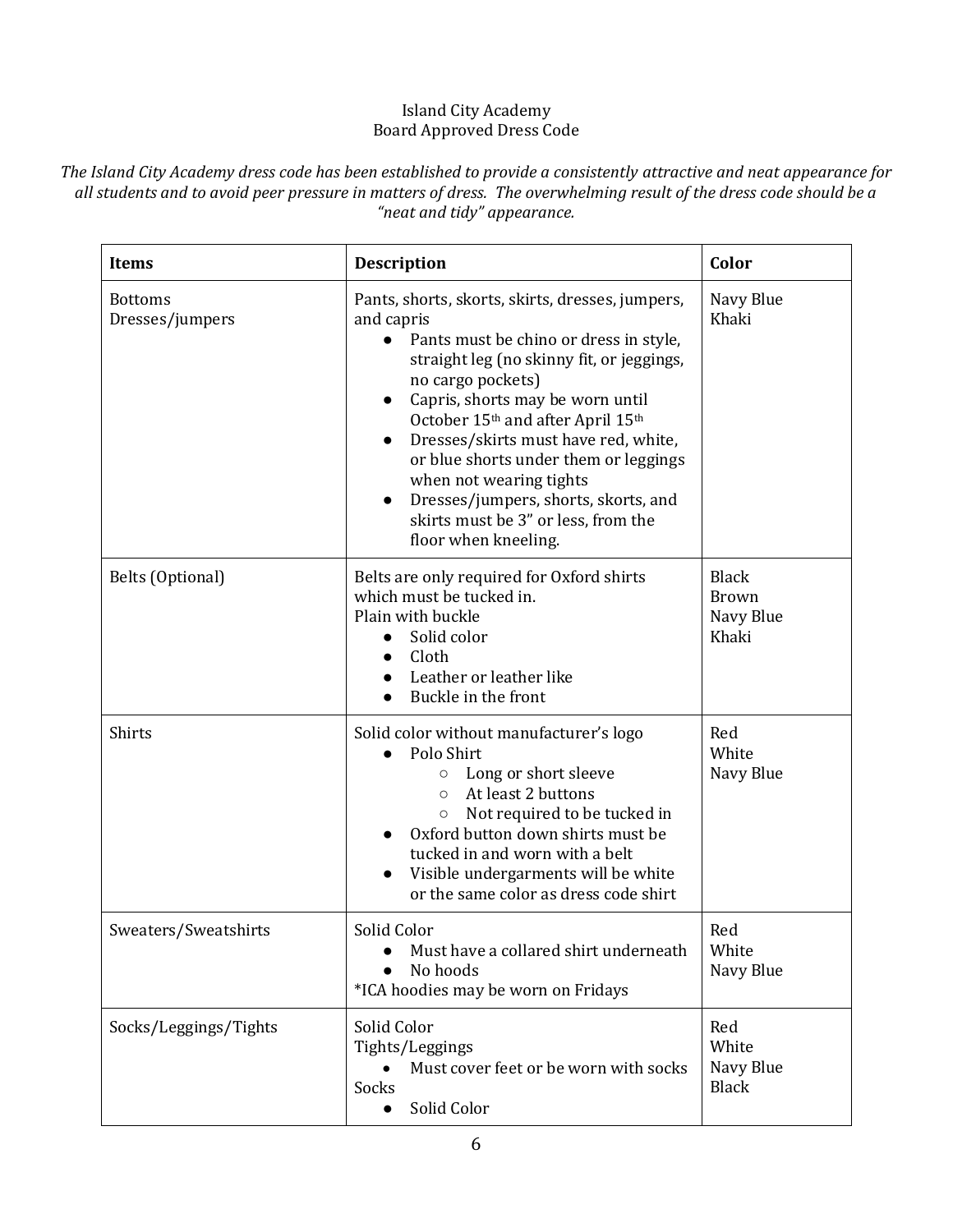Island City Academy
Board Approved Dress Code

*The Island City Academy dress code has been established to provide a consistently attractive and neat appearance for all students and to avoid peer pressure in matters of dress. The overwhelming result of the dress code should be a "neat and tidy" appearance.*

| **Items** | **Description** | **Color** |
|---|---|---|
| Bottoms<br>Dresses/jumpers | Pants, shorts, skorts, skirts, dresses, jumpers, and capris<br>● Pants must be chino or dress in style, straight leg (no skinny fit, or jeggings, no cargo pockets)<br>● Capris, shorts may be worn until October 15th and after April 15th<br>● Dresses/skirts must have red, white, or blue shorts under them or leggings when not wearing tights<br>● Dresses/jumpers, shorts, skorts, and skirts must be 3" or less, from the floor when kneeling. | Navy Blue<br>Khaki |
| Belts (Optional) | Belts are only required for Oxford shirts which must be tucked in.<br>Plain with buckle<br>● Solid color<br>● Cloth<br>● Leather or leather like<br>● Buckle in the front | Black<br>Brown<br>Navy Blue<br>Khaki |
| Shirts | Solid color without manufacturer's logo<br>● Polo Shirt<br>○ Long or short sleeve<br>○ At least 2 buttons<br>○ Not required to be tucked in<br>● Oxford button down shirts must be tucked in and worn with a belt<br>● Visible undergarments will be white or the same color as dress code shirt | Red<br>White<br>Navy Blue |
| Sweaters/Sweatshirts | Solid Color<br>● Must have a collared shirt underneath<br>● No hoods<br>*ICA hoodies may be worn on Fridays | Red<br>White<br>Navy Blue |
| Socks/Leggings/Tights | Solid Color<br>Tights/Leggings<br>● Must cover feet or be worn with socks<br>Socks<br>● Solid Color | Red<br>White<br>Navy Blue<br>Black |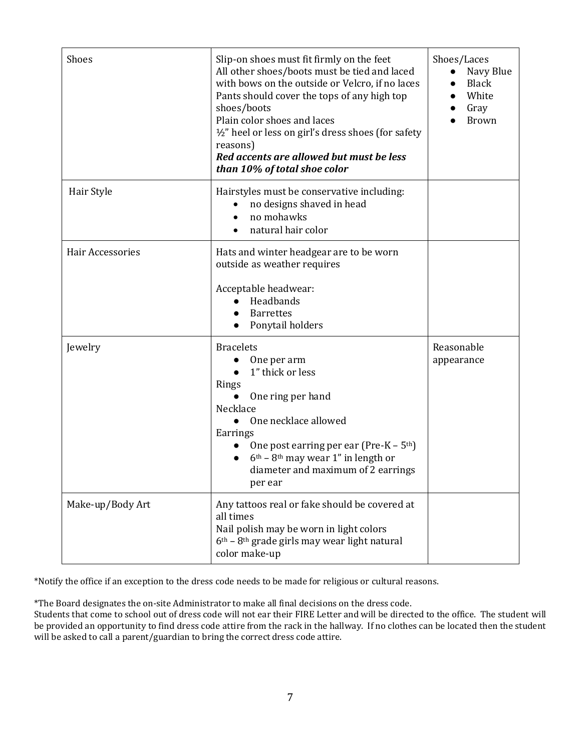| | | |
|---|---|---|
| Shoes | Slip-on shoes must fit firmly on the feet<br>All other shoes/boots must be tied and laced with bows on the outside or Velcro, if no laces<br>Pants should cover the tops of any high top shoes/boots<br>Plain color shoes and laces<br>½" heel or less on girl's dress shoes (for safety reasons)<br>***Red accents are allowed but must be less than 10% of total shoe color*** | Shoes/Laces<br>● Navy Blue<br>● Black<br>● White<br>● Gray<br>● Brown |
| Hair Style | Hairstyles must be conservative including:<br>• no designs shaved in head<br>• no mohawks<br>• natural hair color | |
| Hair Accessories | Hats and winter headgear are to be worn outside as weather requires<br><br>Acceptable headwear:<br>● Headbands<br>● Barrettes<br>● Ponytail holders | |
| Jewelry | Bracelets<br>● One per arm<br>● 1" thick or less<br>Rings<br>● One ring per hand<br>Necklace<br>● One necklace allowed<br>Earrings<br>● One post earring per ear (Pre-K – 5th)<br>● 6th – 8th may wear 1" in length or diameter and maximum of 2 earrings per ear | Reasonable appearance |
| Make-up/Body Art | Any tattoos real or fake should be covered at all times<br>Nail polish may be worn in light colors<br>6th – 8th grade girls may wear light natural color make-up | |

*Notify the office if an exception to the dress code needs to be made for religious or cultural reasons.

*The Board designates the on-site Administrator to make all final decisions on the dress code.
Students that come to school out of dress code will not ear their FIRE Letter and will be directed to the office. The student will be provided an opportunity to find dress code attire from the rack in the hallway. If no clothes can be located then the student will be asked to call a parent/guardian to bring the correct dress code attire.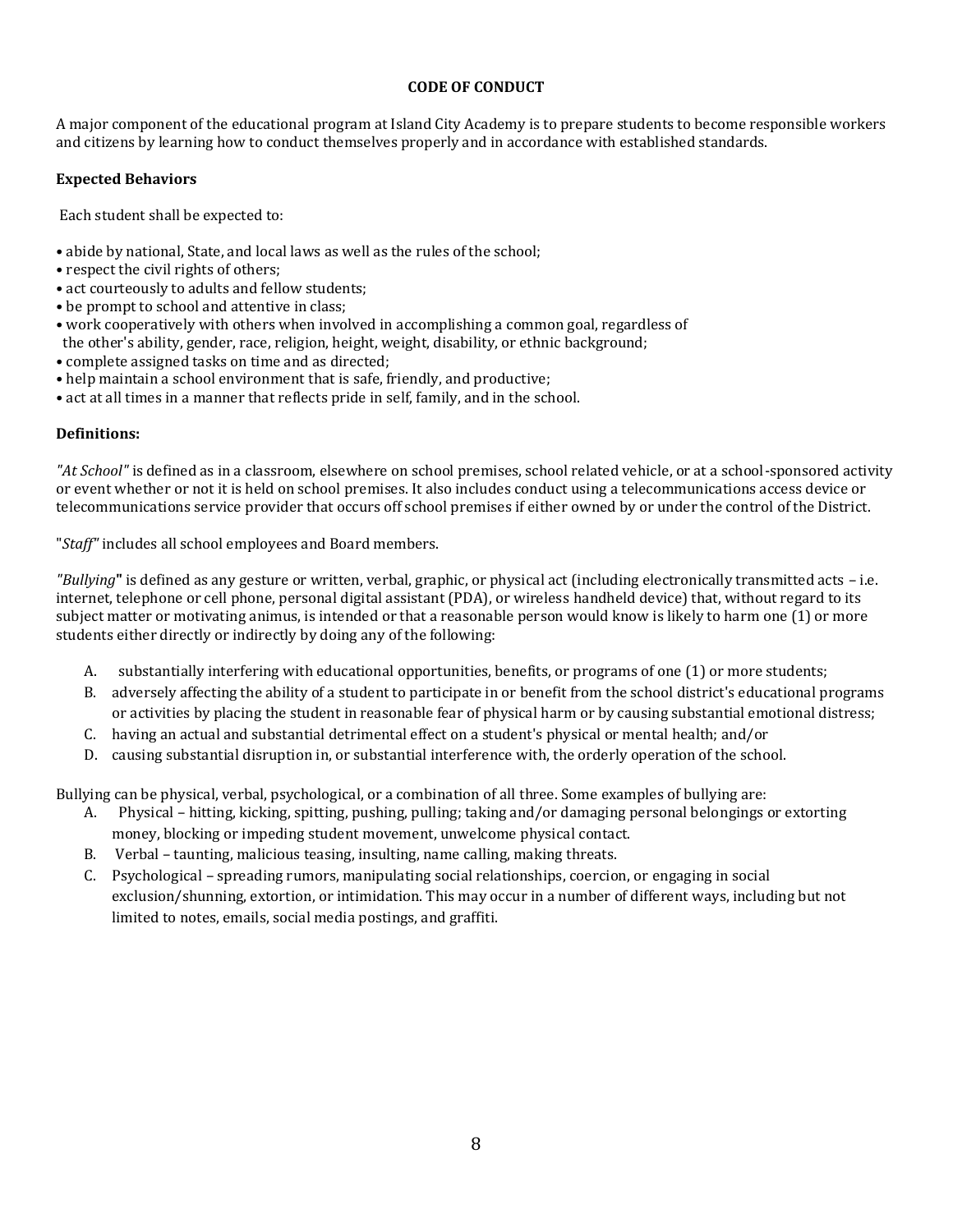## CODE OF CONDUCT

A major component of the educational program at Island City Academy is to prepare students to become responsible workers and citizens by learning how to conduct themselves properly and in accordance with established standards.

### Expected Behaviors

Each student shall be expected to:

- abide by national, State, and local laws as well as the rules of the school;
- respect the civil rights of others;
- act courteously to adults and fellow students;
- be prompt to school and attentive in class;
- work cooperatively with others when involved in accomplishing a common goal, regardless of the other's ability, gender, race, religion, height, weight, disability, or ethnic background;
- complete assigned tasks on time and as directed;
- help maintain a school environment that is safe, friendly, and productive;
- act at all times in a manner that reflects pride in self, family, and in the school.

### Definitions:

*"At School"* is defined as in a classroom, elsewhere on school premises, school related vehicle, or at a school-sponsored activity or event whether or not it is held on school premises. It also includes conduct using a telecommunications access device or telecommunications service provider that occurs off school premises if either owned by or under the control of the District.

"*Staff*" includes all school employees and Board members.

*"Bullying"* is defined as any gesture or written, verbal, graphic, or physical act (including electronically transmitted acts – i.e. internet, telephone or cell phone, personal digital assistant (PDA), or wireless handheld device) that, without regard to its subject matter or motivating animus, is intended or that a reasonable person would know is likely to harm one (1) or more students either directly or indirectly by doing any of the following:

A. substantially interfering with educational opportunities, benefits, or programs of one (1) or more students;
B. adversely affecting the ability of a student to participate in or benefit from the school district's educational programs or activities by placing the student in reasonable fear of physical harm or by causing substantial emotional distress;
C. having an actual and substantial detrimental effect on a student's physical or mental health; and/or
D. causing substantial disruption in, or substantial interference with, the orderly operation of the school.

Bullying can be physical, verbal, psychological, or a combination of all three. Some examples of bullying are:

A. Physical – hitting, kicking, spitting, pushing, pulling; taking and/or damaging personal belongings or extorting money, blocking or impeding student movement, unwelcome physical contact.
B. Verbal – taunting, malicious teasing, insulting, name calling, making threats.
C. Psychological – spreading rumors, manipulating social relationships, coercion, or engaging in social exclusion/shunning, extortion, or intimidation. This may occur in a number of different ways, including but not limited to notes, emails, social media postings, and graffiti.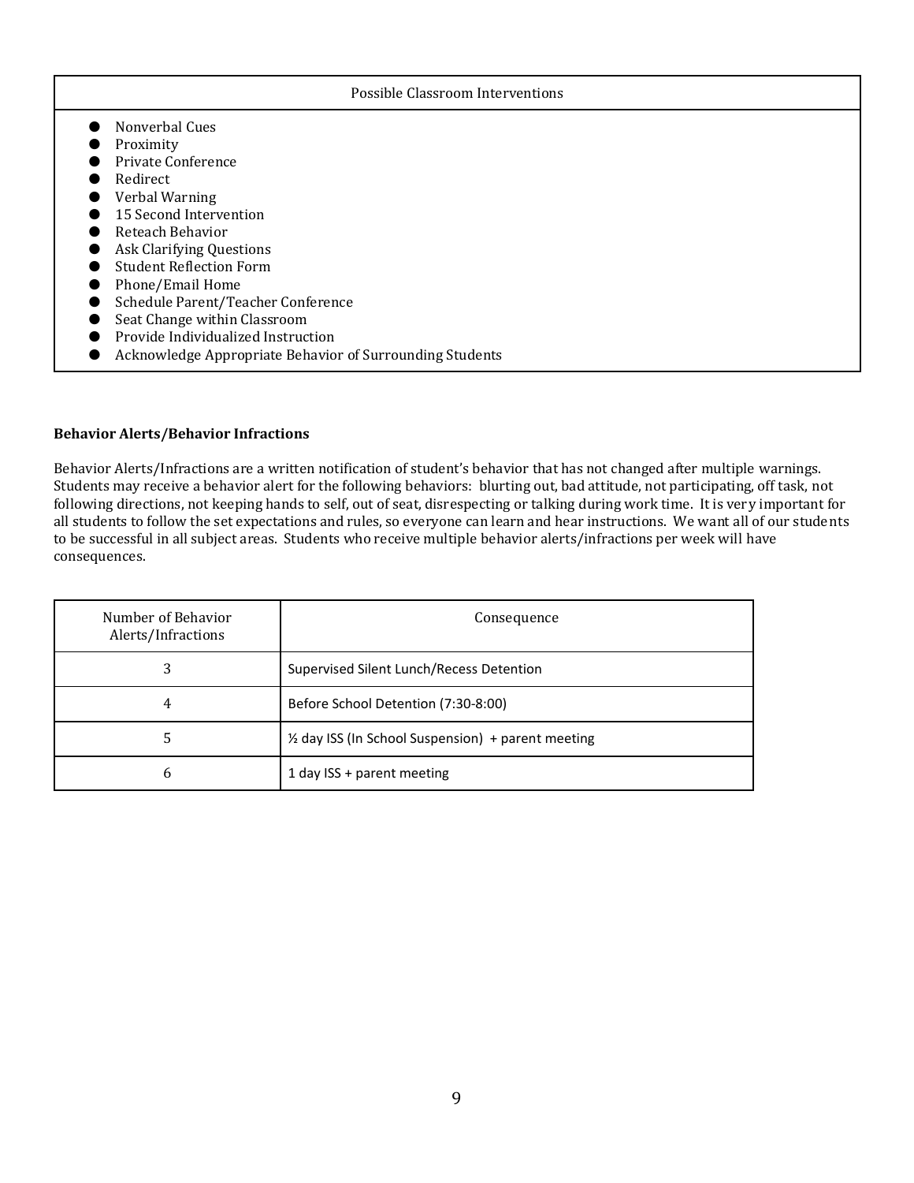| Possible Classroom Interventions |
|---|
| ● Nonverbal Cues<br>● Proximity<br>● Private Conference<br>● Redirect<br>● Verbal Warning<br>● 15 Second Intervention<br>● Reteach Behavior<br>● Ask Clarifying Questions<br>● Student Reflection Form<br>● Phone/Email Home<br>● Schedule Parent/Teacher Conference<br>● Seat Change within Classroom<br>● Provide Individualized Instruction<br>● Acknowledge Appropriate Behavior of Surrounding Students |

**Behavior Alerts/Behavior Infractions**

Behavior Alerts/Infractions are a written notification of student's behavior that has not changed after multiple warnings. Students may receive a behavior alert for the following behaviors: blurting out, bad attitude, not participating, off task, not following directions, not keeping hands to self, out of seat, disrespecting or talking during work time. It is very important for all students to follow the set expectations and rules, so everyone can learn and hear instructions. We want all of our students to be successful in all subject areas. Students who receive multiple behavior alerts/infractions per week will have consequences.

| Number of Behavior Alerts/Infractions | Consequence |
|---|---|
| 3 | Supervised Silent Lunch/Recess Detention |
| 4 | Before School Detention (7:30-8:00) |
| 5 | ½ day ISS (In School Suspension) + parent meeting |
| 6 | 1 day ISS + parent meeting |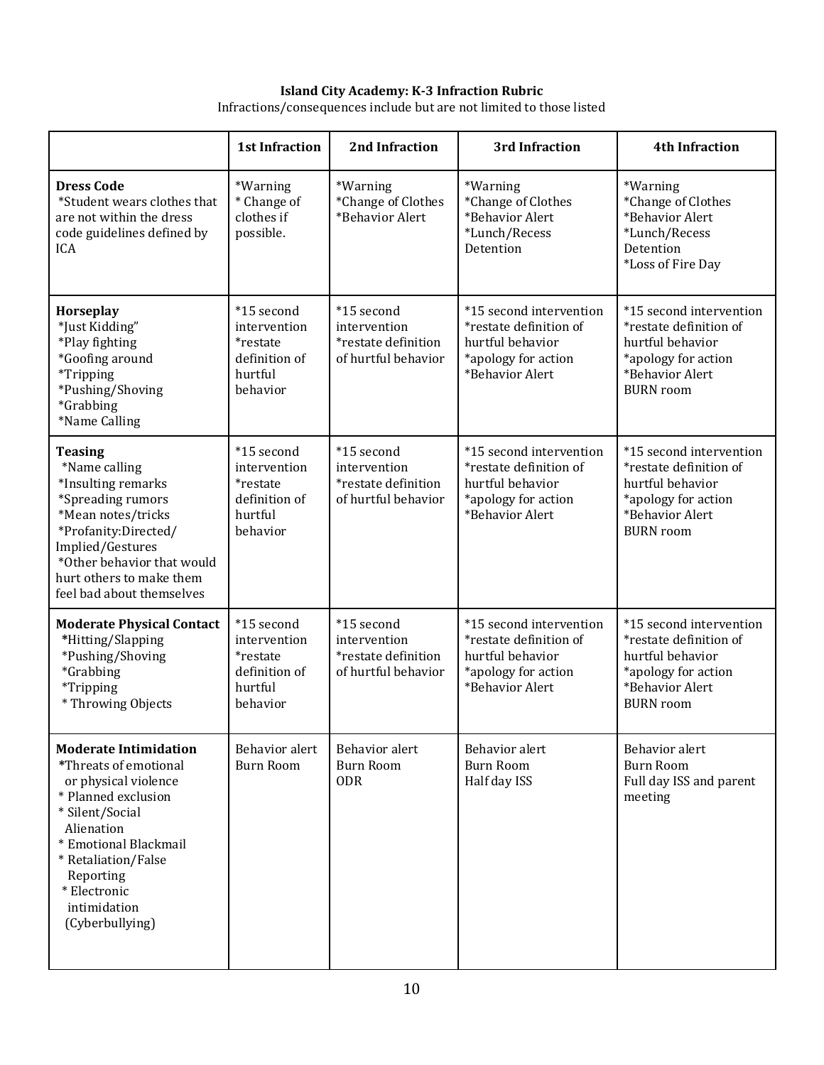**Island City Academy: K-3 Infraction Rubric**

Infractions/consequences include but are not limited to those listed

| | 1st Infraction | 2nd Infraction | 3rd Infraction | 4th Infraction |
|---|---|---|---|---|
| **Dress Code**<br>*Student wears clothes that are not within the dress code guidelines defined by ICA | *Warning<br>* Change of clothes if possible. | *Warning<br>*Change of Clothes<br>*Behavior Alert | *Warning<br>*Change of Clothes<br>*Behavior Alert<br>*Lunch/Recess Detention | *Warning<br>*Change of Clothes<br>*Behavior Alert<br>*Lunch/Recess Detention<br>*Loss of Fire Day |
| **Horseplay**<br>*Just Kidding"<br>*Play fighting<br>*Goofing around<br>*Tripping<br>*Pushing/Shoving<br>*Grabbing<br>*Name Calling | *15 second intervention<br>*restate definition of hurtful behavior | *15 second intervention<br>*restate definition of hurtful behavior | *15 second intervention<br>*restate definition of hurtful behavior<br>*apology for action<br>*Behavior Alert | *15 second intervention<br>*restate definition of hurtful behavior<br>*apology for action<br>*Behavior Alert<br>BURN room |
| **Teasing**<br>*Name calling<br>*Insulting remarks<br>*Spreading rumors<br>*Mean notes/tricks<br>*Profanity:Directed/ Implied/Gestures<br>*Other behavior that would hurt others to make them feel bad about themselves | *15 second intervention<br>*restate definition of hurtful behavior | *15 second intervention<br>*restate definition of hurtful behavior | *15 second intervention<br>*restate definition of hurtful behavior<br>*apology for action<br>*Behavior Alert | *15 second intervention<br>*restate definition of hurtful behavior<br>*apology for action<br>*Behavior Alert<br>BURN room |
| **Moderate Physical Contact**<br>*Hitting/Slapping<br>*Pushing/Shoving<br>*Grabbing<br>*Tripping<br>* Throwing Objects | *15 second intervention<br>*restate definition of hurtful behavior | *15 second intervention<br>*restate definition of hurtful behavior | *15 second intervention<br>*restate definition of hurtful behavior<br>*apology for action<br>*Behavior Alert | *15 second intervention<br>*restate definition of hurtful behavior<br>*apology for action<br>*Behavior Alert<br>BURN room |
| **Moderate Intimidation**<br>*Threats of emotional or physical violence<br>* Planned exclusion<br>* Silent/Social Alienation<br>* Emotional Blackmail<br>* Retaliation/False Reporting<br>* Electronic intimidation (Cyberbullying) | Behavior alert<br>Burn Room | Behavior alert<br>Burn Room<br>ODR | Behavior alert<br>Burn Room<br>Half day ISS | Behavior alert<br>Burn Room<br>Full day ISS and parent meeting |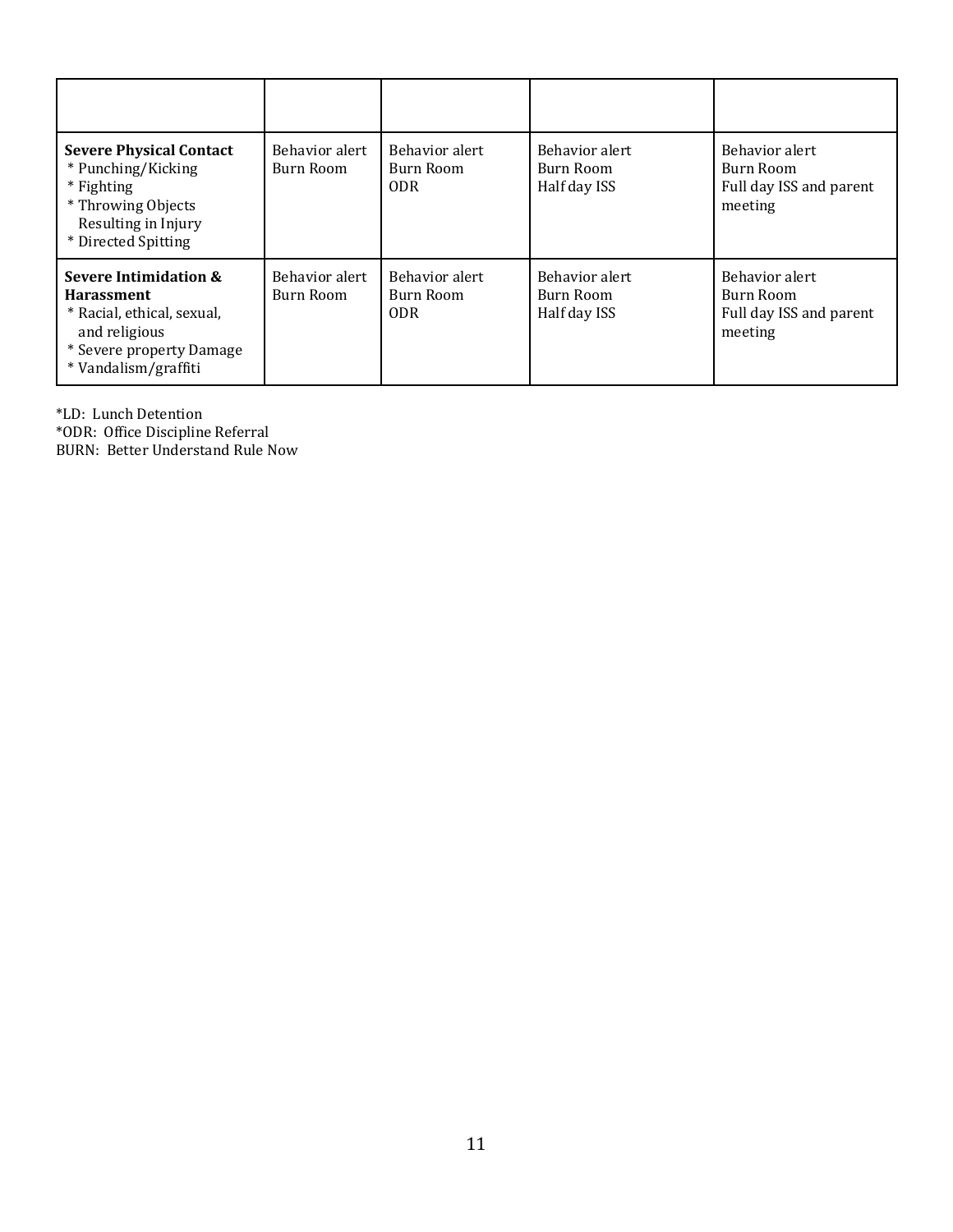| | | | | |
|---|---|---|---|---|
| **Severe Physical Contact**<br>* Punching/Kicking<br>* Fighting<br>* Throwing Objects Resulting in Injury<br>* Directed Spitting | Behavior alert<br>Burn Room | Behavior alert<br>Burn Room<br>ODR | Behavior alert<br>Burn Room<br>Half day ISS | Behavior alert<br>Burn Room<br>Full day ISS and parent meeting |
| **Severe Intimidation & Harassment**<br>* Racial, ethical, sexual, and religious<br>* Severe property Damage<br>* Vandalism/graffiti | Behavior alert<br>Burn Room | Behavior alert<br>Burn Room<br>ODR | Behavior alert<br>Burn Room<br>Half day ISS | Behavior alert<br>Burn Room<br>Full day ISS and parent meeting |

*LD: Lunch Detention
*ODR: Office Discipline Referral
BURN: Better Understand Rule Now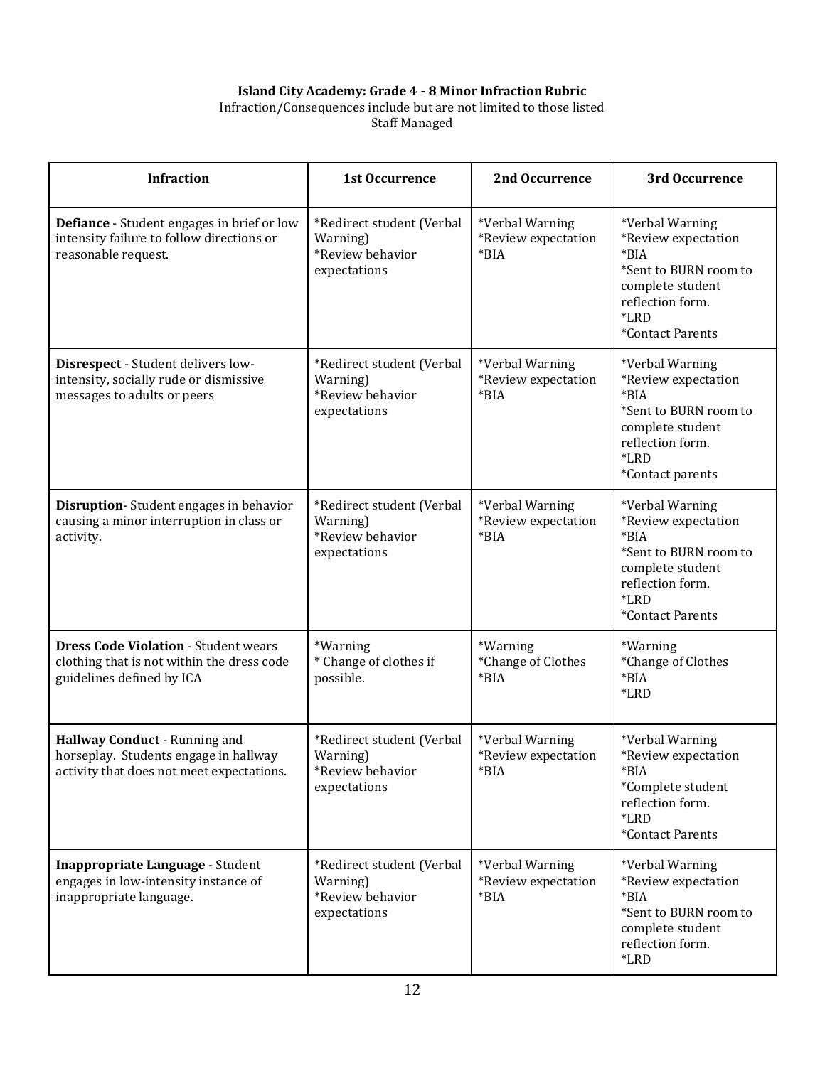**Island City Academy: Grade 4 - 8 Minor Infraction Rubric**

Infraction/Consequences include but are not limited to those listed

Staff Managed

| Infraction | 1st Occurrence | 2nd Occurrence | 3rd Occurrence |
|---|---|---|---|
| **Defiance** - Student engages in brief or low intensity failure to follow directions or reasonable request. | *Redirect student (Verbal Warning)<br>*Review behavior expectations | *Verbal Warning<br>*Review expectation<br>*BIA | *Verbal Warning<br>*Review expectation<br>*BIA<br>*Sent to BURN room to complete student reflection form.<br>*LRD<br>*Contact Parents |
| **Disrespect** - Student delivers low-intensity, socially rude or dismissive messages to adults or peers | *Redirect student (Verbal Warning)<br>*Review behavior expectations | *Verbal Warning<br>*Review expectation<br>*BIA | *Verbal Warning<br>*Review expectation<br>*BIA<br>*Sent to BURN room to complete student reflection form.<br>*LRD<br>*Contact parents |
| **Disruption**- Student engages in behavior causing a minor interruption in class or activity. | *Redirect student (Verbal Warning)<br>*Review behavior expectations | *Verbal Warning<br>*Review expectation<br>*BIA | *Verbal Warning<br>*Review expectation<br>*BIA<br>*Sent to BURN room to complete student reflection form.<br>*LRD<br>*Contact Parents |
| **Dress Code Violation** - Student wears clothing that is not within the dress code guidelines defined by ICA | *Warning<br>* Change of clothes if possible. | *Warning<br>*Change of Clothes<br>*BIA | *Warning<br>*Change of Clothes<br>*BIA<br>*LRD |
| **Hallway Conduct** - Running and horseplay. Students engage in hallway activity that does not meet expectations. | *Redirect student (Verbal Warning)<br>*Review behavior expectations | *Verbal Warning<br>*Review expectation<br>*BIA | *Verbal Warning<br>*Review expectation<br>*BIA<br>*Complete student reflection form.<br>*LRD<br>*Contact Parents |
| **Inappropriate Language** - Student engages in low-intensity instance of inappropriate language. | *Redirect student (Verbal Warning)<br>*Review behavior expectations | *Verbal Warning<br>*Review expectation<br>*BIA | *Verbal Warning<br>*Review expectation<br>*BIA<br>*Sent to BURN room to complete student reflection form.<br>*LRD |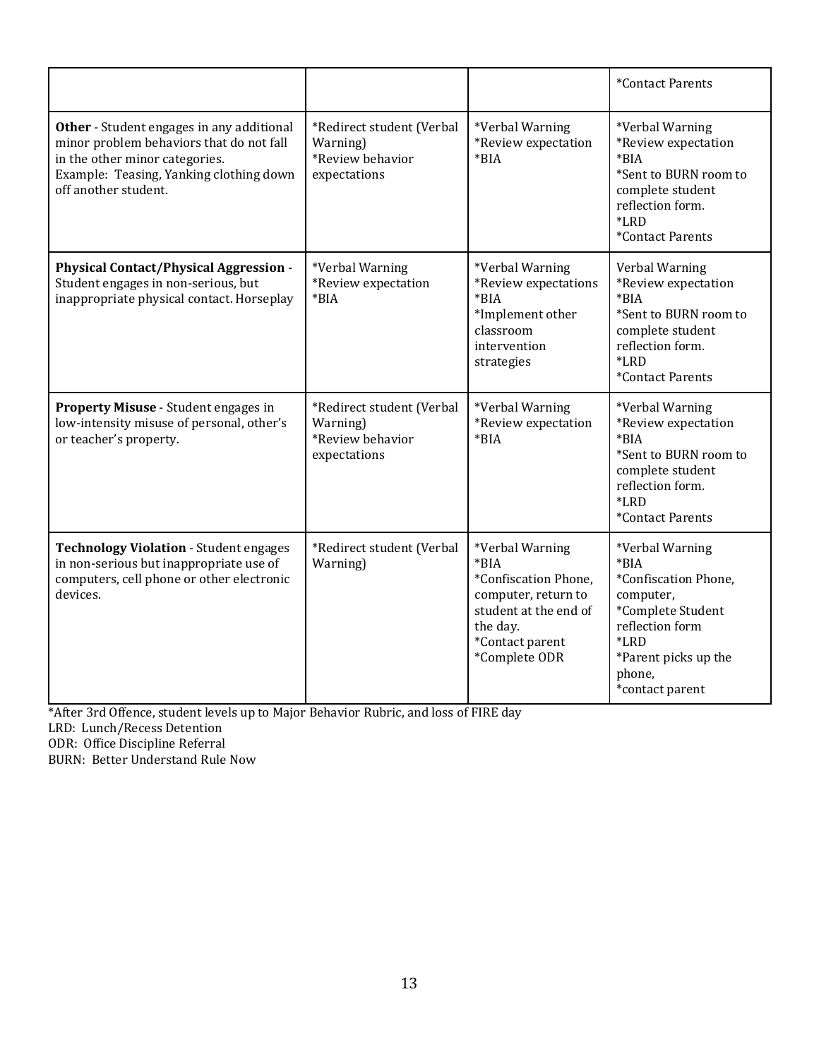| | | | |
|---|---|---|---|
| | | | *Contact Parents |
| **Other** - Student engages in any additional minor problem behaviors that do not fall in the other minor categories. Example: Teasing, Yanking clothing down off another student. | *Redirect student (Verbal Warning) *Review behavior expectations | *Verbal Warning *Review expectation *BIA | *Verbal Warning *Review expectation *BIA *Sent to BURN room to complete student reflection form. *LRD *Contact Parents |
| **Physical Contact/Physical Aggression** - Student engages in non-serious, but inappropriate physical contact. Horseplay | *Verbal Warning *Review expectation *BIA | *Verbal Warning *Review expectations *BIA *Implement other classroom intervention strategies | Verbal Warning *Review expectation *BIA *Sent to BURN room to complete student reflection form. *LRD *Contact Parents |
| **Property Misuse** - Student engages in low-intensity misuse of personal, other's or teacher's property. | *Redirect student (Verbal Warning) *Review behavior expectations | *Verbal Warning *Review expectation *BIA | *Verbal Warning *Review expectation *BIA *Sent to BURN room to complete student reflection form. *LRD *Contact Parents |
| **Technology Violation** - Student engages in non-serious but inappropriate use of computers, cell phone or other electronic devices. | *Redirect student (Verbal Warning) | *Verbal Warning *BIA *Confiscation Phone, computer, return to student at the end of the day. *Contact parent *Complete ODR | *Verbal Warning *BIA *Confiscation Phone, computer, *Complete Student reflection form *LRD *Parent picks up the phone, *contact parent |

*After 3rd Offence, student levels up to Major Behavior Rubric, and loss of FIRE day
LRD: Lunch/Recess Detention
ODR: Office Discipline Referral
BURN: Better Understand Rule Now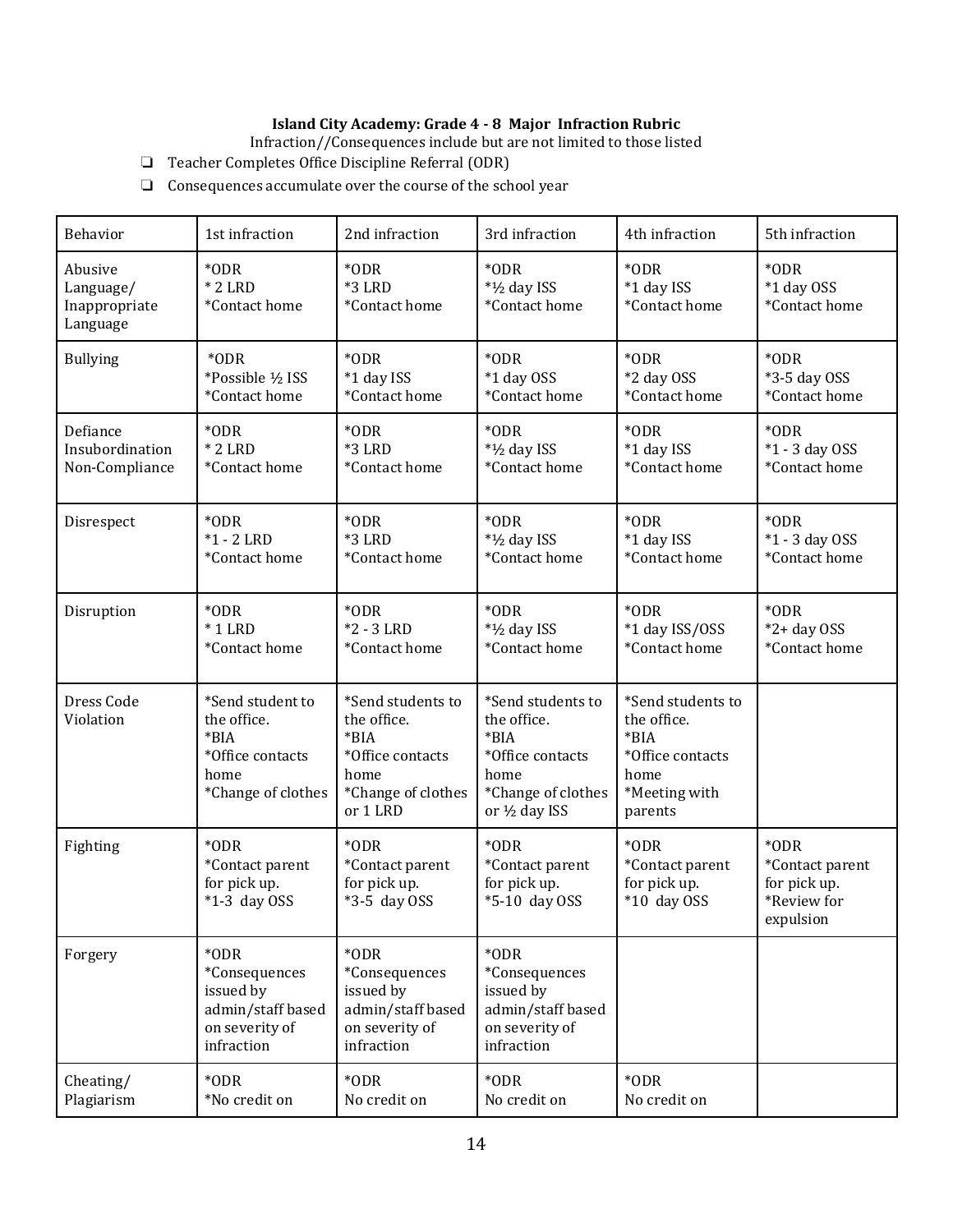**Island City Academy: Grade 4 - 8 Major Infraction Rubric**

Infraction//Consequences include but are not limited to those listed

- ❏ Teacher Completes Office Discipline Referral (ODR)
- ❏ Consequences accumulate over the course of the school year

| Behavior | 1st infraction | 2nd infraction | 3rd infraction | 4th infraction | 5th infraction |
|---|---|---|---|---|---|
| Abusive Language/ Inappropriate Language | *ODR<br>* 2 LRD<br>*Contact home | *ODR<br>*3 LRD<br>*Contact home | *ODR<br>*½ day ISS<br>*Contact home | *ODR<br>*1 day ISS<br>*Contact home | *ODR<br>*1 day OSS<br>*Contact home |
| Bullying | *ODR<br>*Possible ½ ISS<br>*Contact home | *ODR<br>*1 day ISS<br>*Contact home | *ODR<br>*1 day OSS<br>*Contact home | *ODR<br>*2 day OSS<br>*Contact home | *ODR<br>*3-5 day OSS<br>*Contact home |
| Defiance Insubordination Non-Compliance | *ODR<br>* 2 LRD<br>*Contact home | *ODR<br>*3 LRD<br>*Contact home | *ODR<br>*½ day ISS<br>*Contact home | *ODR<br>*1 day ISS<br>*Contact home | *ODR<br>*1 - 3 day OSS<br>*Contact home |
| Disrespect | *ODR<br>*1 - 2 LRD<br>*Contact home | *ODR<br>*3 LRD<br>*Contact home | *ODR<br>*½ day ISS<br>*Contact home | *ODR<br>*1 day ISS<br>*Contact home | *ODR<br>*1 - 3 day OSS<br>*Contact home |
| Disruption | *ODR<br>* 1 LRD<br>*Contact home | *ODR<br>*2 - 3 LRD<br>*Contact home | *ODR<br>*½ day ISS<br>*Contact home | *ODR<br>*1 day ISS/OSS<br>*Contact home | *ODR<br>*2+ day OSS<br>*Contact home |
| Dress Code Violation | *Send student to the office.<br>*BIA<br>*Office contacts home<br>*Change of clothes | *Send students to the office.<br>*BIA<br>*Office contacts home<br>*Change of clothes or 1 LRD | *Send students to the office.<br>*BIA<br>*Office contacts home<br>*Change of clothes or ½ day ISS | *Send students to the office.<br>*BIA<br>*Office contacts home<br>*Meeting with parents | |
| Fighting | *ODR<br>*Contact parent for pick up.<br>*1-3 day OSS | *ODR<br>*Contact parent for pick up.<br>*3-5 day OSS | *ODR<br>*Contact parent for pick up.<br>*5-10 day OSS | *ODR<br>*Contact parent for pick up.<br>*10 day OSS | *ODR<br>*Contact parent for pick up.<br>*Review for expulsion |
| Forgery | *ODR<br>*Consequences issued by admin/staff based on severity of infraction | *ODR<br>*Consequences issued by admin/staff based on severity of infraction | *ODR<br>*Consequences issued by admin/staff based on severity of infraction | | |
| Cheating/ Plagiarism | *ODR<br>*No credit on | *ODR<br>No credit on | *ODR<br>No credit on | *ODR<br>No credit on | |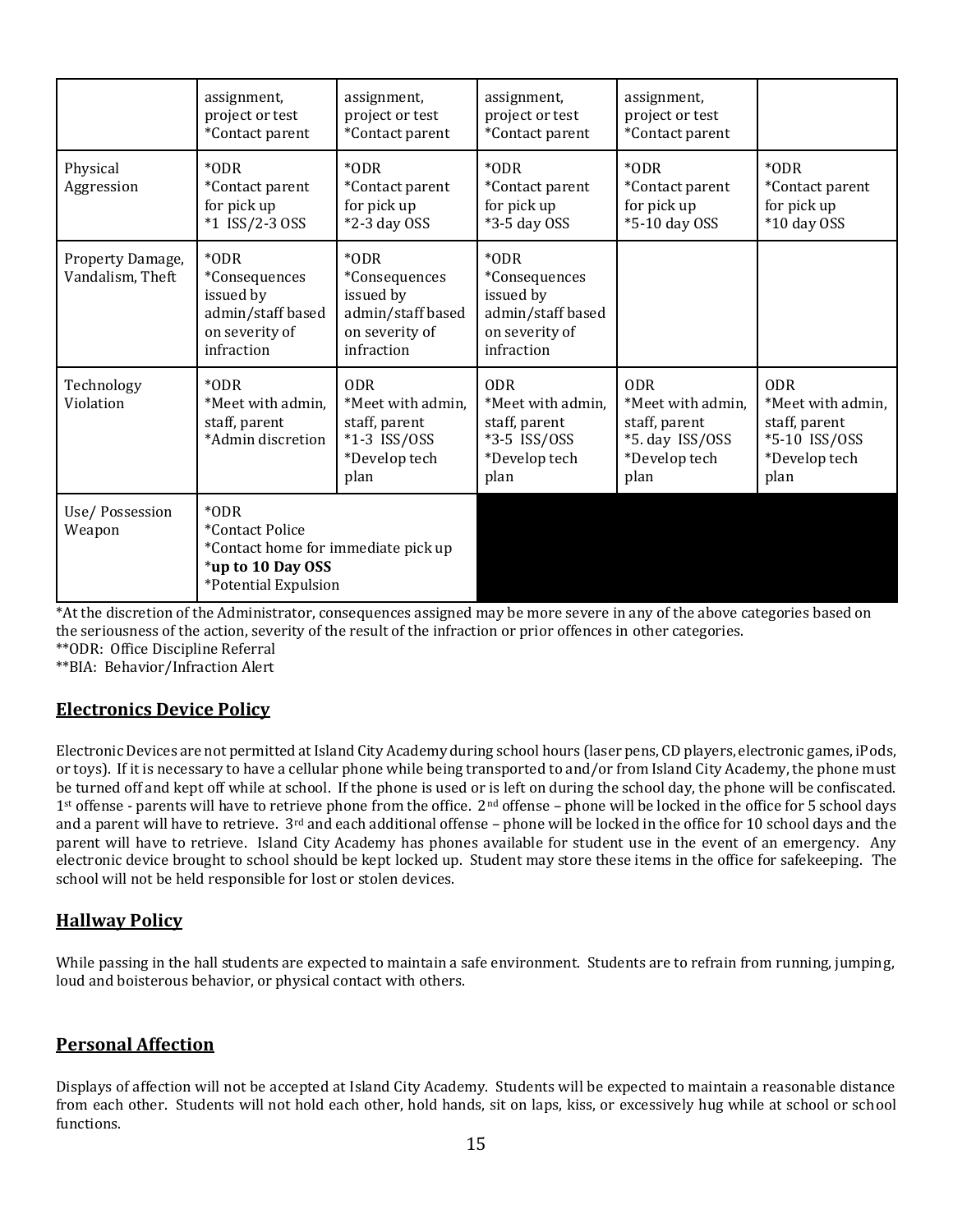| | | | | | |
|---|---|---|---|---|---|
| | assignment, project or test *Contact parent | assignment, project or test *Contact parent | assignment, project or test *Contact parent | assignment, project or test *Contact parent | |
| Physical Aggression | *ODR *Contact parent for pick up *1 ISS/2-3 OSS | *ODR *Contact parent for pick up *2-3 day OSS | *ODR *Contact parent for pick up *3-5 day OSS | *ODR *Contact parent for pick up *5-10 day OSS | *ODR *Contact parent for pick up *10 day OSS |
| Property Damage, Vandalism, Theft | *ODR *Consequences issued by admin/staff based on severity of infraction | *ODR *Consequences issued by admin/staff based on severity of infraction | *ODR *Consequences issued by admin/staff based on severity of infraction | | |
| Technology Violation | *ODR *Meet with admin, staff, parent *Admin discretion | ODR *Meet with admin, staff, parent *1-3 ISS/OSS *Develop tech plan | ODR *Meet with admin, staff, parent *3-5 ISS/OSS *Develop tech plan | ODR *Meet with admin, staff, parent *5. day ISS/OSS *Develop tech plan | ODR *Meet with admin, staff, parent *5-10 ISS/OSS *Develop tech plan |
| Use/ Possession Weapon | *ODR *Contact Police *Contact home for immediate pick up ***up to 10 Day OSS** *Potential Expulsion | | | | |

*At the discretion of the Administrator, consequences assigned may be more severe in any of the above categories based on the seriousness of the action, severity of the result of the infraction or prior offences in other categories.
**ODR: Office Discipline Referral
**BIA: Behavior/Infraction Alert

## Electronics Device Policy

Electronic Devices are not permitted at Island City Academy during school hours (laser pens, CD players, electronic games, iPods, or toys). If it is necessary to have a cellular phone while being transported to and/or from Island City Academy, the phone must be turned off and kept off while at school. If the phone is used or is left on during the school day, the phone will be confiscated. 1st offense - parents will have to retrieve phone from the office. 2nd offense – phone will be locked in the office for 5 school days and a parent will have to retrieve. 3rd and each additional offense – phone will be locked in the office for 10 school days and the parent will have to retrieve. Island City Academy has phones available for student use in the event of an emergency. Any electronic device brought to school should be kept locked up. Student may store these items in the office for safekeeping. The school will not be held responsible for lost or stolen devices.

## Hallway Policy

While passing in the hall students are expected to maintain a safe environment. Students are to refrain from running, jumping, loud and boisterous behavior, or physical contact with others.

## Personal Affection

Displays of affection will not be accepted at Island City Academy. Students will be expected to maintain a reasonable distance from each other. Students will not hold each other, hold hands, sit on laps, kiss, or excessively hug while at school or school functions.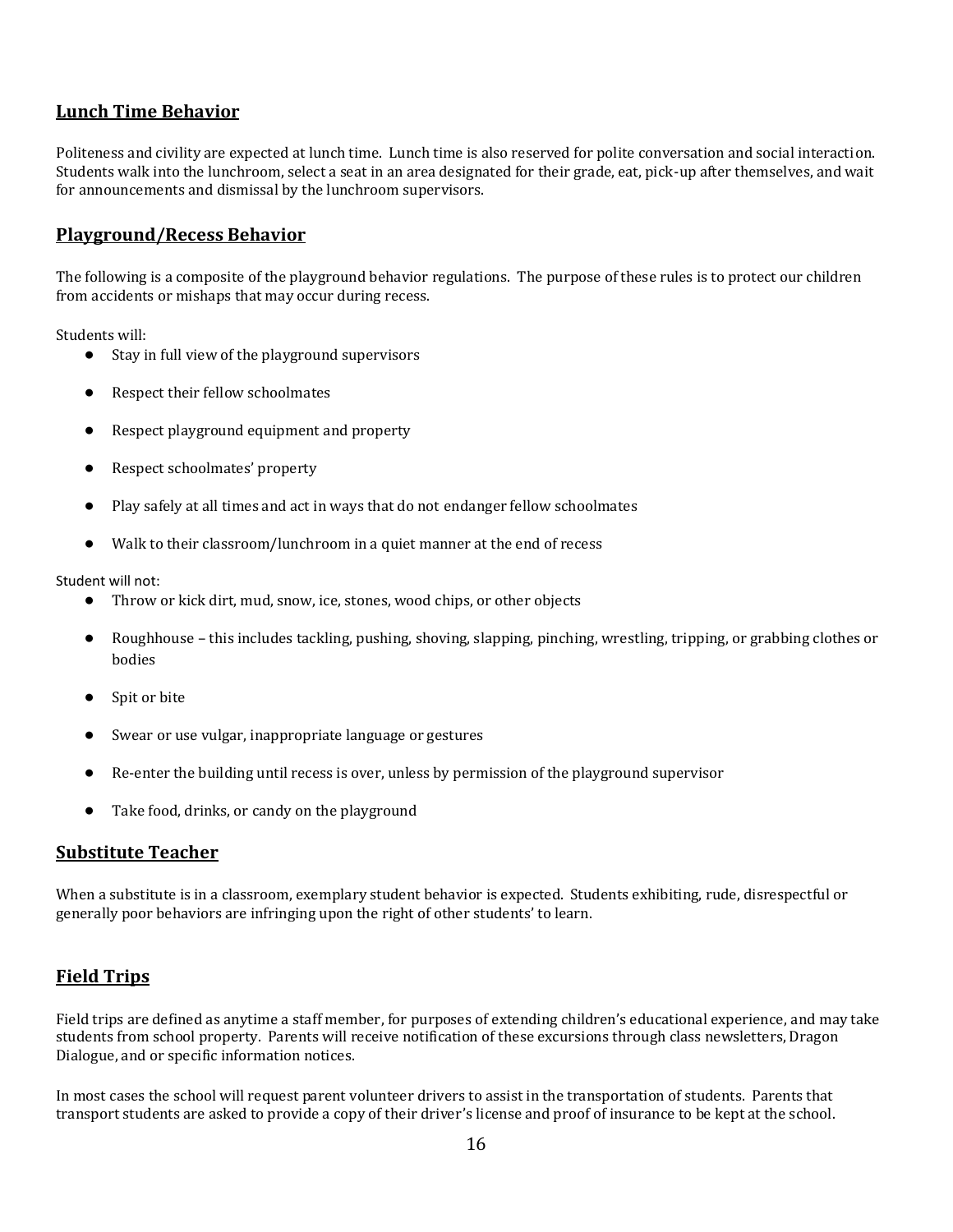## Lunch Time Behavior

Politeness and civility are expected at lunch time. Lunch time is also reserved for polite conversation and social interaction. Students walk into the lunchroom, select a seat in an area designated for their grade, eat, pick-up after themselves, and wait for announcements and dismissal by the lunchroom supervisors.

## Playground/Recess Behavior

The following is a composite of the playground behavior regulations. The purpose of these rules is to protect our children from accidents or mishaps that may occur during recess.

Students will:

- Stay in full view of the playground supervisors
- Respect their fellow schoolmates
- Respect playground equipment and property
- Respect schoolmates' property
- Play safely at all times and act in ways that do not endanger fellow schoolmates
- Walk to their classroom/lunchroom in a quiet manner at the end of recess

Student will not:

- Throw or kick dirt, mud, snow, ice, stones, wood chips, or other objects
- Roughhouse – this includes tackling, pushing, shoving, slapping, pinching, wrestling, tripping, or grabbing clothes or bodies
- Spit or bite
- Swear or use vulgar, inappropriate language or gestures
- Re-enter the building until recess is over, unless by permission of the playground supervisor
- Take food, drinks, or candy on the playground

## Substitute Teacher

When a substitute is in a classroom, exemplary student behavior is expected. Students exhibiting, rude, disrespectful or generally poor behaviors are infringing upon the right of other students' to learn.

## Field Trips

Field trips are defined as anytime a staff member, for purposes of extending children's educational experience, and may take students from school property. Parents will receive notification of these excursions through class newsletters, Dragon Dialogue, and or specific information notices.

In most cases the school will request parent volunteer drivers to assist in the transportation of students. Parents that transport students are asked to provide a copy of their driver's license and proof of insurance to be kept at the school.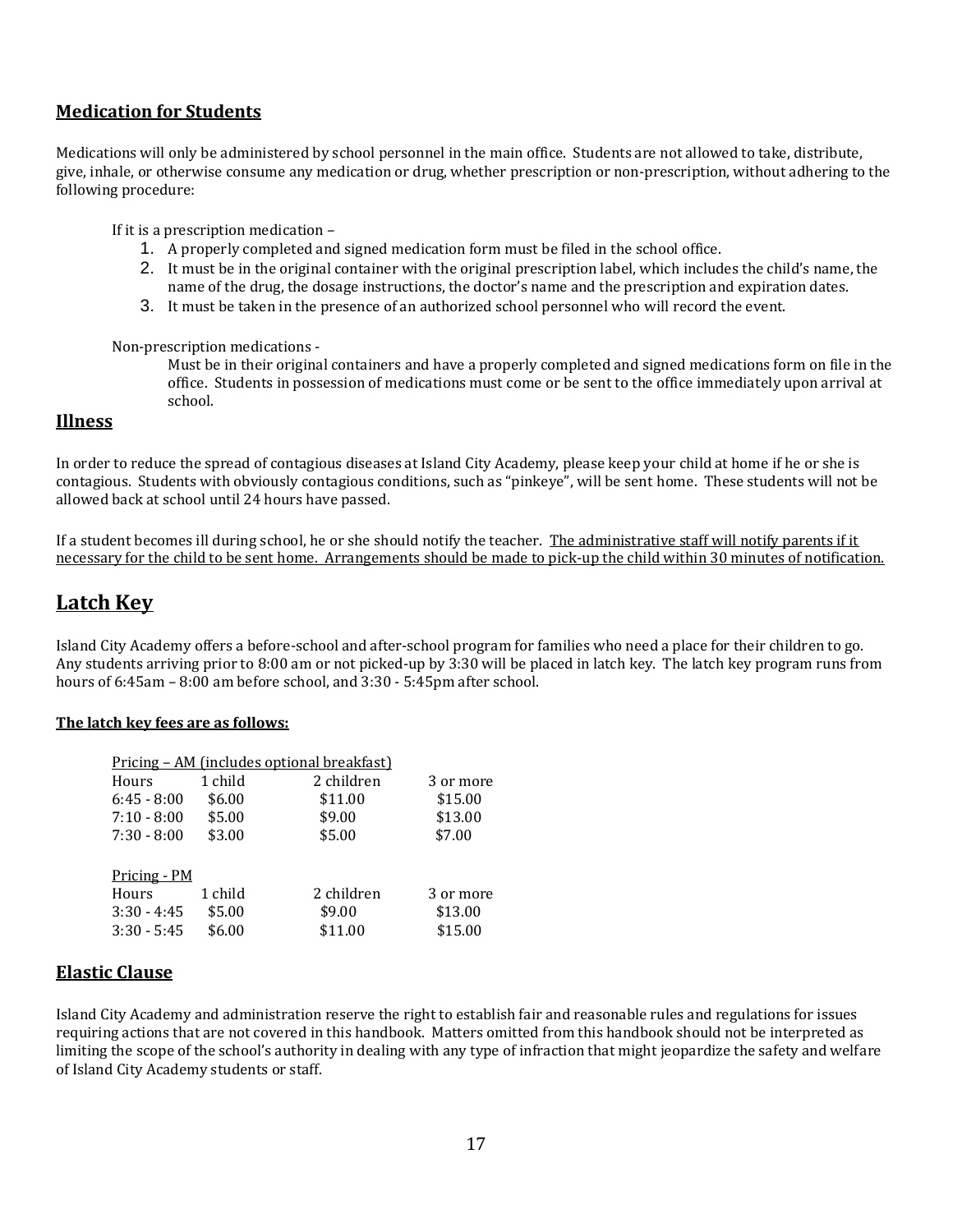## Medication for Students

Medications will only be administered by school personnel in the main office. Students are not allowed to take, distribute, give, inhale, or otherwise consume any medication or drug, whether prescription or non-prescription, without adhering to the following procedure:

If it is a prescription medication –

1. A properly completed and signed medication form must be filed in the school office.
2. It must be in the original container with the original prescription label, which includes the child's name, the name of the drug, the dosage instructions, the doctor's name and the prescription and expiration dates.
3. It must be taken in the presence of an authorized school personnel who will record the event.

Non-prescription medications -

Must be in their original containers and have a properly completed and signed medications form on file in the office. Students in possession of medications must come or be sent to the office immediately upon arrival at school.

## Illness

In order to reduce the spread of contagious diseases at Island City Academy, please keep your child at home if he or she is contagious. Students with obviously contagious conditions, such as "pinkeye", will be sent home. These students will not be allowed back at school until 24 hours have passed.

If a student becomes ill during school, he or she should notify the teacher. <u>The administrative staff will notify parents if it necessary for the child to be sent home. Arrangements should be made to pick-up the child within 30 minutes of notification.</u>

# Latch Key

Island City Academy offers a before-school and after-school program for families who need a place for their children to go. Any students arriving prior to 8:00 am or not picked-up by 3:30 will be placed in latch key. The latch key program runs from hours of 6:45am – 8:00 am before school, and 3:30 - 5:45pm after school.

**The latch key fees are as follows:**

Pricing – AM (includes optional breakfast)

| Hours | 1 child | 2 children | 3 or more |
|---|---|---|---|
| 6:45 - 8:00 | $6.00 | $11.00 | $15.00 |
| 7:10 - 8:00 | $5.00 | $9.00 | $13.00 |
| 7:30 - 8:00 | $3.00 | $5.00 | $7.00 |

Pricing - PM

| Hours | 1 child | 2 children | 3 or more |
|---|---|---|---|
| 3:30 - 4:45 | $5.00 | $9.00 | $13.00 |
| 3:30 - 5:45 | $6.00 | $11.00 | $15.00 |

## Elastic Clause

Island City Academy and administration reserve the right to establish fair and reasonable rules and regulations for issues requiring actions that are not covered in this handbook. Matters omitted from this handbook should not be interpreted as limiting the scope of the school's authority in dealing with any type of infraction that might jeopardize the safety and welfare of Island City Academy students or staff.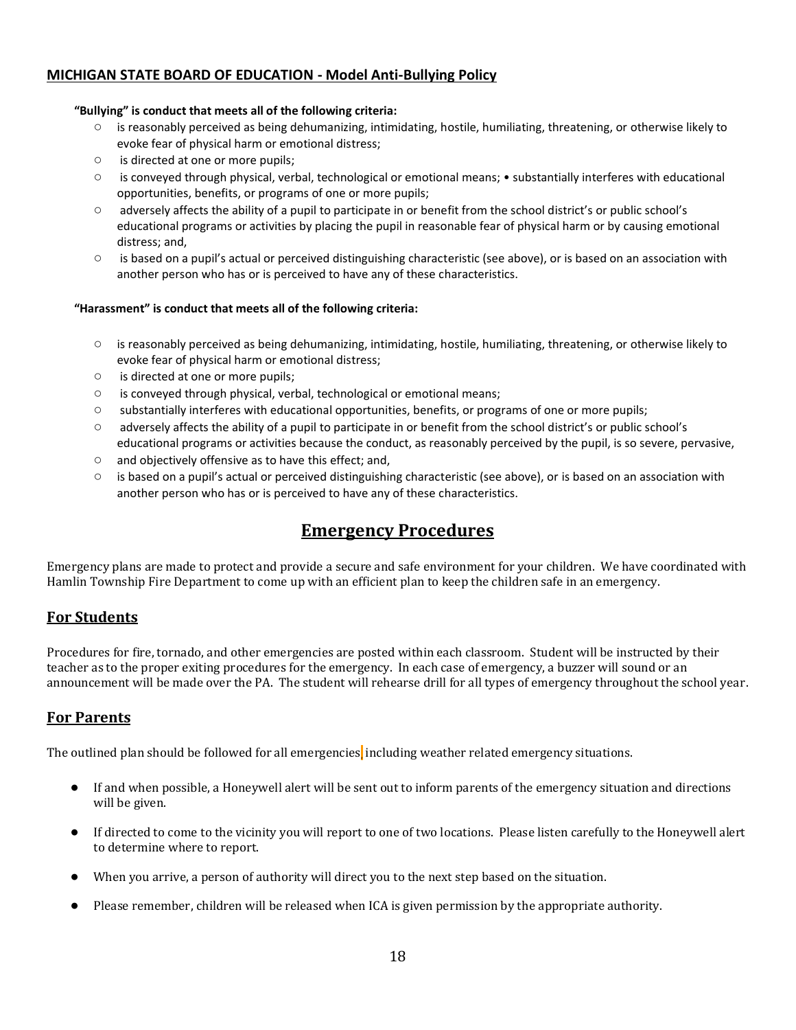**MICHIGAN STATE BOARD OF EDUCATION - Model Anti-Bullying Policy**

**"Bullying" is conduct that meets all of the following criteria:**

- is reasonably perceived as being dehumanizing, intimidating, hostile, humiliating, threatening, or otherwise likely to evoke fear of physical harm or emotional distress;
- is directed at one or more pupils;
- is conveyed through physical, verbal, technological or emotional means; • substantially interferes with educational opportunities, benefits, or programs of one or more pupils;
- adversely affects the ability of a pupil to participate in or benefit from the school district's or public school's educational programs or activities by placing the pupil in reasonable fear of physical harm or by causing emotional distress; and,
- is based on a pupil's actual or perceived distinguishing characteristic (see above), or is based on an association with another person who has or is perceived to have any of these characteristics.

**"Harassment" is conduct that meets all of the following criteria:**

- is reasonably perceived as being dehumanizing, intimidating, hostile, humiliating, threatening, or otherwise likely to evoke fear of physical harm or emotional distress;
- is directed at one or more pupils;
- is conveyed through physical, verbal, technological or emotional means;
- substantially interferes with educational opportunities, benefits, or programs of one or more pupils;
- adversely affects the ability of a pupil to participate in or benefit from the school district's or public school's educational programs or activities because the conduct, as reasonably perceived by the pupil, is so severe, pervasive,
- and objectively offensive as to have this effect; and,
- is based on a pupil's actual or perceived distinguishing characteristic (see above), or is based on an association with another person who has or is perceived to have any of these characteristics.

# Emergency Procedures

Emergency plans are made to protect and provide a secure and safe environment for your children. We have coordinated with Hamlin Township Fire Department to come up with an efficient plan to keep the children safe in an emergency.

## For Students

Procedures for fire, tornado, and other emergencies are posted within each classroom. Student will be instructed by their teacher as to the proper exiting procedures for the emergency. In each case of emergency, a buzzer will sound or an announcement will be made over the PA. The student will rehearse drill for all types of emergency throughout the school year.

## For Parents

The outlined plan should be followed for all emergencies including weather related emergency situations.

- If and when possible, a Honeywell alert will be sent out to inform parents of the emergency situation and directions will be given.
- If directed to come to the vicinity you will report to one of two locations. Please listen carefully to the Honeywell alert to determine where to report.
- When you arrive, a person of authority will direct you to the next step based on the situation.
- Please remember, children will be released when ICA is given permission by the appropriate authority.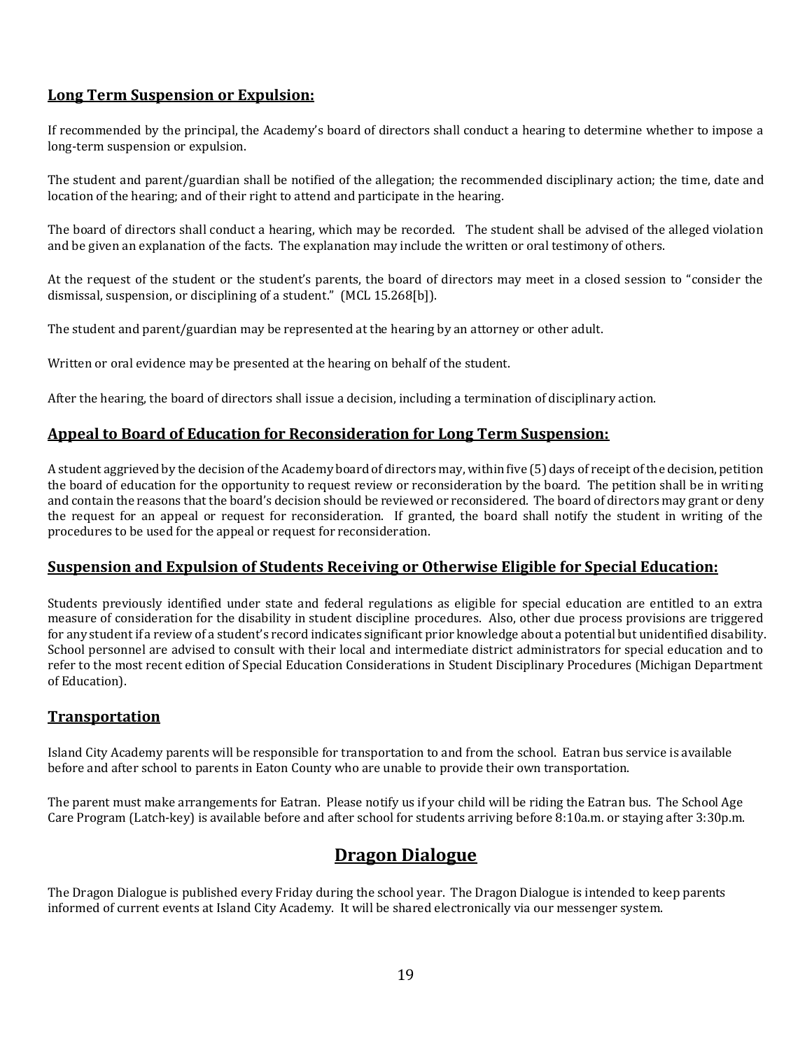## Long Term Suspension or Expulsion:

If recommended by the principal, the Academy's board of directors shall conduct a hearing to determine whether to impose a long-term suspension or expulsion.

The student and parent/guardian shall be notified of the allegation; the recommended disciplinary action; the time, date and location of the hearing; and of their right to attend and participate in the hearing.

The board of directors shall conduct a hearing, which may be recorded. The student shall be advised of the alleged violation and be given an explanation of the facts. The explanation may include the written or oral testimony of others.

At the request of the student or the student's parents, the board of directors may meet in a closed session to "consider the dismissal, suspension, or disciplining of a student." (MCL 15.268[b]).

The student and parent/guardian may be represented at the hearing by an attorney or other adult.

Written or oral evidence may be presented at the hearing on behalf of the student.

After the hearing, the board of directors shall issue a decision, including a termination of disciplinary action.

## Appeal to Board of Education for Reconsideration for Long Term Suspension:

A student aggrieved by the decision of the Academy board of directors may, within five (5) days of receipt of the decision, petition the board of education for the opportunity to request review or reconsideration by the board. The petition shall be in writing and contain the reasons that the board's decision should be reviewed or reconsidered. The board of directors may grant or deny the request for an appeal or request for reconsideration. If granted, the board shall notify the student in writing of the procedures to be used for the appeal or request for reconsideration.

## Suspension and Expulsion of Students Receiving or Otherwise Eligible for Special Education:

Students previously identified under state and federal regulations as eligible for special education are entitled to an extra measure of consideration for the disability in student discipline procedures. Also, other due process provisions are triggered for any student if a review of a student's record indicates significant prior knowledge about a potential but unidentified disability. School personnel are advised to consult with their local and intermediate district administrators for special education and to refer to the most recent edition of Special Education Considerations in Student Disciplinary Procedures (Michigan Department of Education).

## Transportation

Island City Academy parents will be responsible for transportation to and from the school. Eatran bus service is available before and after school to parents in Eaton County who are unable to provide their own transportation.

The parent must make arrangements for Eatran. Please notify us if your child will be riding the Eatran bus. The School Age Care Program (Latch-key) is available before and after school for students arriving before 8:10a.m. or staying after 3:30p.m.

# Dragon Dialogue

The Dragon Dialogue is published every Friday during the school year. The Dragon Dialogue is intended to keep parents informed of current events at Island City Academy. It will be shared electronically via our messenger system.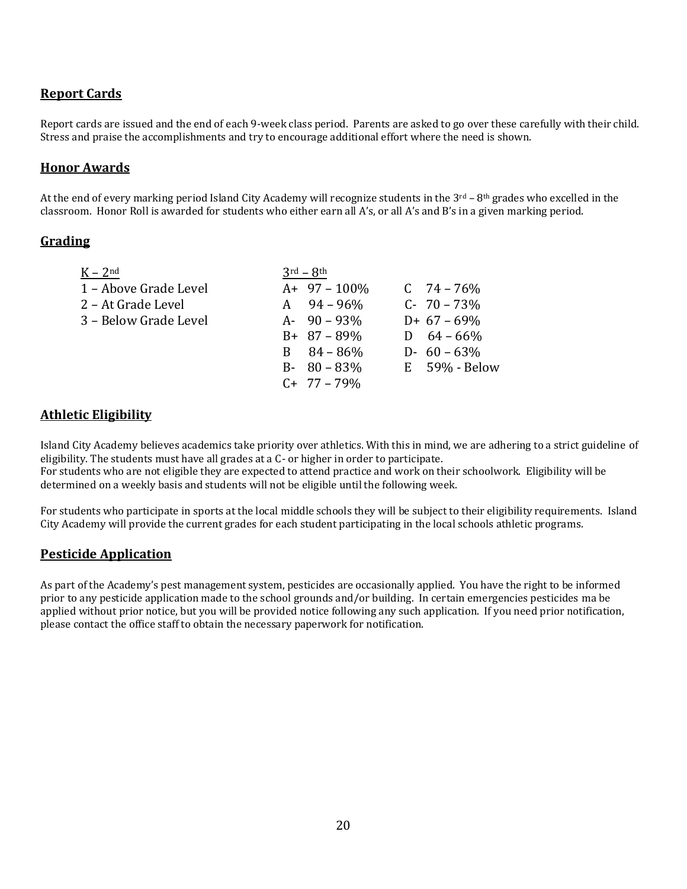## Report Cards

Report cards are issued and the end of each 9-week class period. Parents are asked to go over these carefully with their child. Stress and praise the accomplishments and try to encourage additional effort where the need is shown.

## Honor Awards

At the end of every marking period Island City Academy will recognize students in the 3rd – 8th grades who excelled in the classroom. Honor Roll is awarded for students who either earn all A's, or all A's and B's in a given marking period.

## Grading

| K – 2nd | 3rd – 8th | |
|---|---|---|
| 1 – Above Grade Level | A+ 97 – 100% | C 74 – 76% |
| 2 – At Grade Level | A 94 – 96% | C- 70 – 73% |
| 3 – Below Grade Level | A- 90 – 93% | D+ 67 – 69% |
| | B+ 87 – 89% | D 64 – 66% |
| | B 84 – 86% | D- 60 – 63% |
| | B- 80 – 83% | E 59% - Below |
| | C+ 77 – 79% | |

## Athletic Eligibility

Island City Academy believes academics take priority over athletics. With this in mind, we are adhering to a strict guideline of eligibility. The students must have all grades at a C- or higher in order to participate.
For students who are not eligible they are expected to attend practice and work on their schoolwork. Eligibility will be determined on a weekly basis and students will not be eligible until the following week.

For students who participate in sports at the local middle schools they will be subject to their eligibility requirements. Island City Academy will provide the current grades for each student participating in the local schools athletic programs.

## Pesticide Application

As part of the Academy's pest management system, pesticides are occasionally applied. You have the right to be informed prior to any pesticide application made to the school grounds and/or building. In certain emergencies pesticides ma be applied without prior notice, but you will be provided notice following any such application. If you need prior notification, please contact the office staff to obtain the necessary paperwork for notification.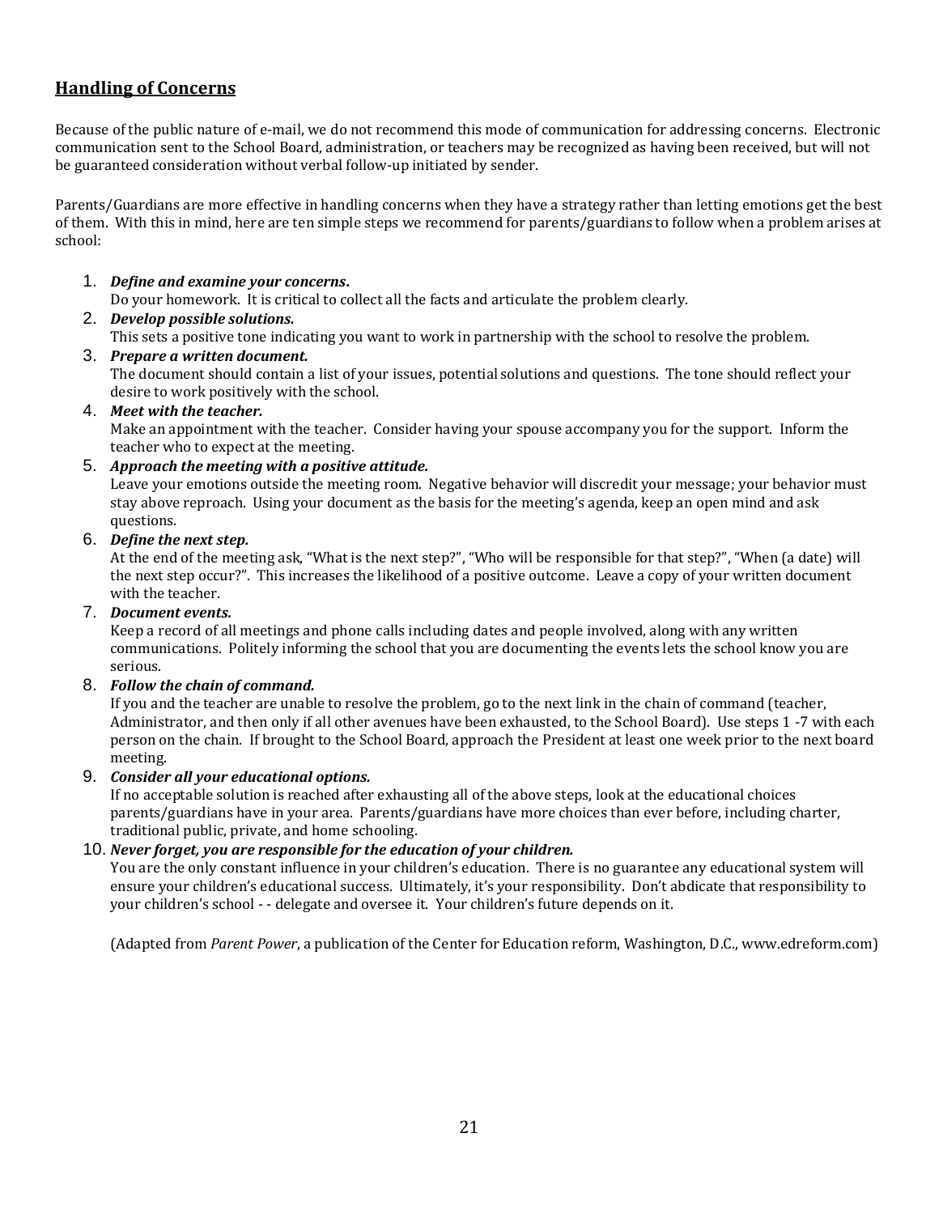## Handling of Concerns

Because of the public nature of e-mail, we do not recommend this mode of communication for addressing concerns. Electronic communication sent to the School Board, administration, or teachers may be recognized as having been received, but will not be guaranteed consideration without verbal follow-up initiated by sender.

Parents/Guardians are more effective in handling concerns when they have a strategy rather than letting emotions get the best of them. With this in mind, here are ten simple steps we recommend for parents/guardians to follow when a problem arises at school:

1. ***Define and examine your concerns*.**
   Do your homework. It is critical to collect all the facts and articulate the problem clearly.
2. ***Develop possible solutions.***
   This sets a positive tone indicating you want to work in partnership with the school to resolve the problem.
3. ***Prepare a written document.***
   The document should contain a list of your issues, potential solutions and questions. The tone should reflect your desire to work positively with the school.
4. ***Meet with the teacher.***
   Make an appointment with the teacher. Consider having your spouse accompany you for the support. Inform the teacher who to expect at the meeting.
5. ***Approach the meeting with a positive attitude.***
   Leave your emotions outside the meeting room. Negative behavior will discredit your message; your behavior must stay above reproach. Using your document as the basis for the meeting's agenda, keep an open mind and ask questions.
6. ***Define the next step.***
   At the end of the meeting ask, "What is the next step?", "Who will be responsible for that step?", "When (a date) will the next step occur?". This increases the likelihood of a positive outcome. Leave a copy of your written document with the teacher.
7. ***Document events.***
   Keep a record of all meetings and phone calls including dates and people involved, along with any written communications. Politely informing the school that you are documenting the events lets the school know you are serious.
8. ***Follow the chain of command.***
   If you and the teacher are unable to resolve the problem, go to the next link in the chain of command (teacher, Administrator, and then only if all other avenues have been exhausted, to the School Board). Use steps 1 -7 with each person on the chain. If brought to the School Board, approach the President at least one week prior to the next board meeting.
9. ***Consider all your educational options.***
   If no acceptable solution is reached after exhausting all of the above steps, look at the educational choices parents/guardians have in your area. Parents/guardians have more choices than ever before, including charter, traditional public, private, and home schooling.
10. ***Never forget, you are responsible for the education of your children.***
    You are the only constant influence in your children's education. There is no guarantee any educational system will ensure your children's educational success. Ultimately, it's your responsibility. Don't abdicate that responsibility to your children's school - - delegate and oversee it. Your children's future depends on it.

(Adapted from *Parent Power*, a publication of the Center for Education reform, Washington, D.C., www.edreform.com)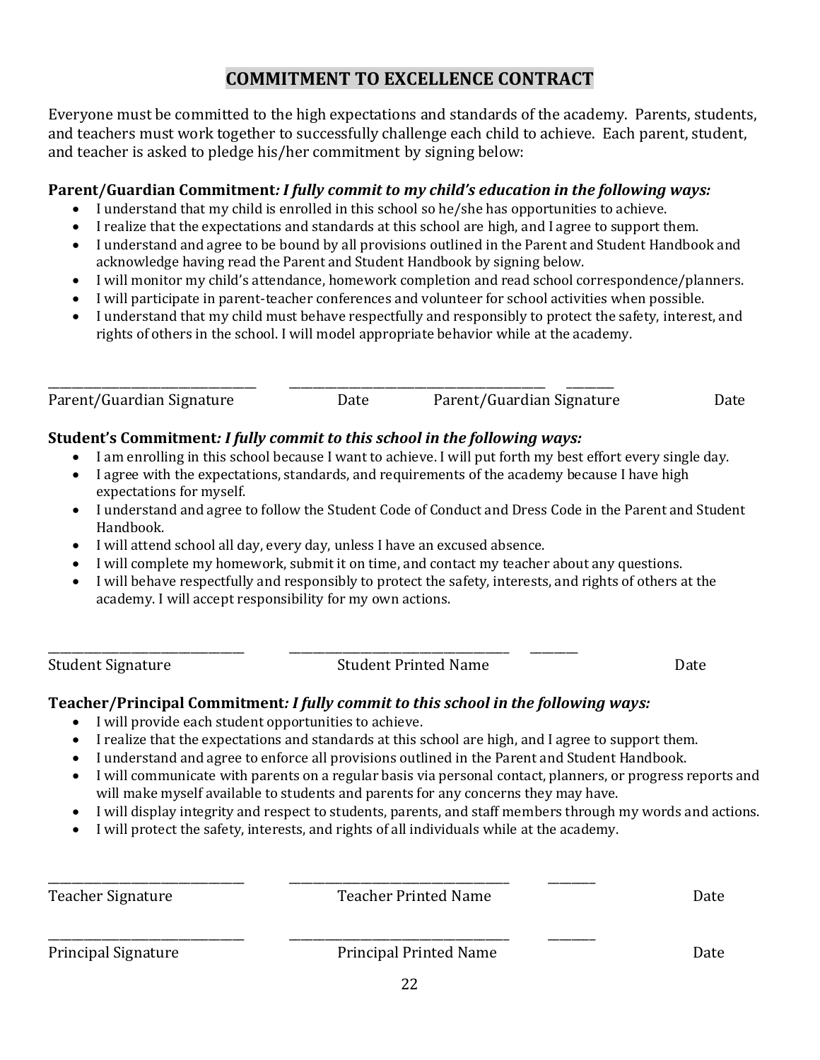# COMMITMENT TO EXCELLENCE CONTRACT

Everyone must be committed to the high expectations and standards of the academy. Parents, students, and teachers must work together to successfully challenge each child to achieve. Each parent, student, and teacher is asked to pledge his/her commitment by signing below:

**Parent/Guardian Commitment*: I fully commit to my child's education in the following ways:***

- I understand that my child is enrolled in this school so he/she has opportunities to achieve.
- I realize that the expectations and standards at this school are high, and I agree to support them.
- I understand and agree to be bound by all provisions outlined in the Parent and Student Handbook and acknowledge having read the Parent and Student Handbook by signing below.
- I will monitor my child's attendance, homework completion and read school correspondence/planners.
- I will participate in parent-teacher conferences and volunteer for school activities when possible.
- I understand that my child must behave respectfully and responsibly to protect the safety, interest, and rights of others in the school. I will model appropriate behavior while at the academy.

\_\_\_\_\_\_\_\_\_\_\_\_\_\_\_\_\_\_\_\_\_\_\_\_\_\_\_\_\_\_ \_\_\_\_\_\_\_\_\_\_\_\_\_\_\_\_\_\_\_\_\_\_\_\_\_\_\_\_\_\_\_\_\_\_\_\_\_\_ \_\_\_\_\_\_\_\_

Parent/Guardian Signature Date Parent/Guardian Signature Date

**Student's Commitment*: I fully commit to this school in the following ways:***

- I am enrolling in this school because I want to achieve. I will put forth my best effort every single day.
- I agree with the expectations, standards, and requirements of the academy because I have high expectations for myself.
- I understand and agree to follow the Student Code of Conduct and Dress Code in the Parent and Student Handbook.
- I will attend school all day, every day, unless I have an excused absence.
- I will complete my homework, submit it on time, and contact my teacher about any questions.
- I will behave respectfully and responsibly to protect the safety, interests, and rights of others at the academy. I will accept responsibility for my own actions.

\_\_\_\_\_\_\_\_\_\_\_\_\_\_\_\_\_\_\_\_\_\_\_\_\_\_\_\_\_ \_\_\_\_\_\_\_\_\_\_\_\_\_\_\_\_\_\_\_\_\_\_\_\_\_\_\_\_\_\_\_\_\_\_\_ \_\_\_\_\_\_\_\_

Student Signature Student Printed Name Date

**Teacher/Principal Commitment*: I fully commit to this school in the following ways:***

- I will provide each student opportunities to achieve.
- I realize that the expectations and standards at this school are high, and I agree to support them.
- I understand and agree to enforce all provisions outlined in the Parent and Student Handbook.
- I will communicate with parents on a regular basis via personal contact, planners, or progress reports and will make myself available to students and parents for any concerns they may have.
- I will display integrity and respect to students, parents, and staff members through my words and actions.
- I will protect the safety, interests, and rights of all individuals while at the academy.

\_\_\_\_\_\_\_\_\_\_\_\_\_\_\_\_\_\_\_\_\_\_\_\_\_\_\_\_\_ \_\_\_\_\_\_\_\_\_\_\_\_\_\_\_\_\_\_\_\_\_\_\_\_\_\_\_\_\_\_\_\_\_\_\_ \_\_\_\_\_\_\_\_

Teacher Signature Teacher Printed Name Date

\_\_\_\_\_\_\_\_\_\_\_\_\_\_\_\_\_\_\_\_\_\_\_\_\_\_\_\_\_ \_\_\_\_\_\_\_\_\_\_\_\_\_\_\_\_\_\_\_\_\_\_\_\_\_\_\_\_\_\_\_\_\_\_\_ \_\_\_\_\_\_\_\_

Principal Signature Principal Printed Name Date